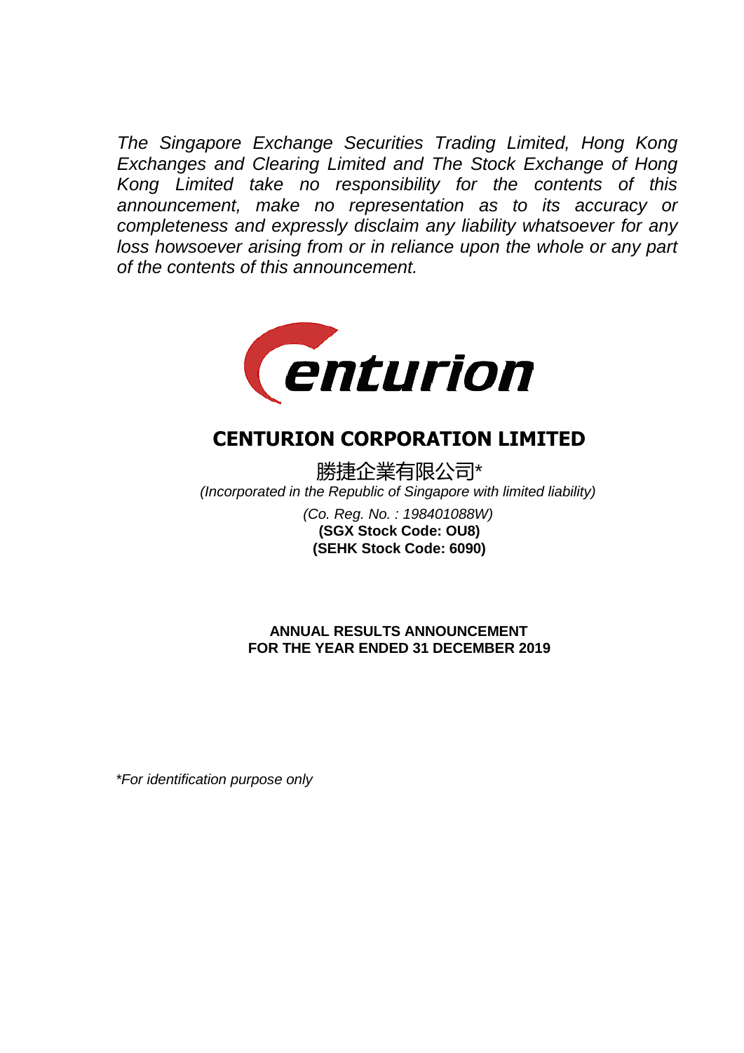*The Singapore Exchange Securities Trading Limited, Hong Kong Exchanges and Clearing Limited and The Stock Exchange of Hong Kong Limited take no responsibility for the contents of this announcement, make no representation as to its accuracy or completeness and expressly disclaim any liability whatsoever for any loss howsoever arising from or in reliance upon the whole or any part of the contents of this announcement.*

# CENTURION CORPORATION LIMITED

勝捷企業有限公司*

*(Incorporated in the Republic of Singapore with limited liability)*

*(Co. Reg. No. : 198401088W)*

**(SGX Stock Code: OU8)**

**(SEHK Stock Code: 6090)**

## ANNUAL RESULTS ANNOUNCEMENT FOR THE YEAR ENDED 31 DECEMBER 2019

*\*For identification purpose only*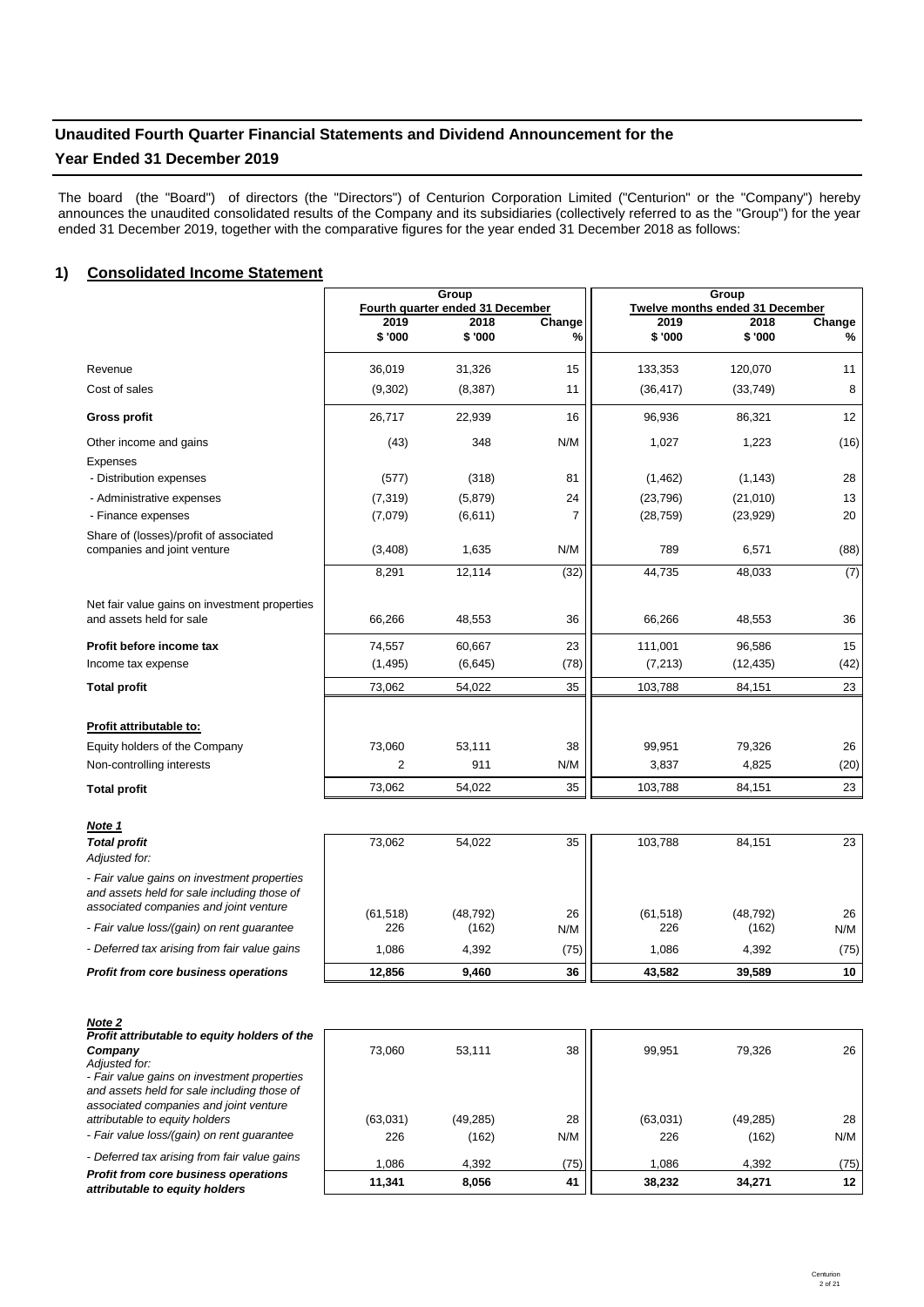# Unaudited Fourth Quarter Financial Statements and Dividend Announcement for the Year Ended 31 December 2019

The board (the "Board") of directors (the "Directors") of Centurion Corporation Limited ("Centurion" or the "Company") hereby announces the unaudited consolidated results of the Company and its subsidiaries (collectively referred to as the "Group") for the year ended 31 December 2019, together with the comparative figures for the year ended 31 December 2018 as follows:

## 1) Consolidated Income Statement

| | Group | | | Group | | |
|---|---|---|---|---|---|---|
| | Fourth quarter ended 31 December | | | Twelve months ended 31 December | | |
| | 2019 | 2018 | Change | 2019 | 2018 | Change |
| | $ '000 | $ '000 | % | $ '000 | $ '000 | % |
| Revenue | 36,019 | 31,326 | 15 | 133,353 | 120,070 | 11 |
| Cost of sales | (9,302) | (8,387) | 11 | (36,417) | (33,749) | 8 |
| **Gross profit** | 26,717 | 22,939 | 16 | 96,936 | 86,321 | 12 |
| Other income and gains | (43) | 348 | N/M | 1,027 | 1,223 | (16) |
| Expenses | | | | | | |
| - Distribution expenses | (577) | (318) | 81 | (1,462) | (1,143) | 28 |
| - Administrative expenses | (7,319) | (5,879) | 24 | (23,796) | (21,010) | 13 |
| - Finance expenses | (7,079) | (6,611) | 7 | (28,759) | (23,929) | 20 |
| Share of (losses)/profit of associated companies and joint venture | (3,408) | 1,635 | N/M | 789 | 6,571 | (88) |
| | 8,291 | 12,114 | (32) | 44,735 | 48,033 | (7) |
| Net fair value gains on investment properties and assets held for sale | 66,266 | 48,553 | 36 | 66,266 | 48,553 | 36 |
| **Profit before income tax** | 74,557 | 60,667 | 23 | 111,001 | 96,586 | 15 |
| Income tax expense | (1,495) | (6,645) | (78) | (7,213) | (12,435) | (42) |
| **Total profit** | 73,062 | 54,022 | 35 | 103,788 | 84,151 | 23 |
| **Profit attributable to:** | | | | | | |
| Equity holders of the Company | 73,060 | 53,111 | 38 | 99,951 | 79,326 | 26 |
| Non-controlling interests | 2 | 911 | N/M | 3,837 | 4,825 | (20) |
| **Total profit** | 73,062 | 54,022 | 35 | 103,788 | 84,151 | 23 |

***Note 1***

| | | | | | | |
|---|---|---|---|---|---|---|
| ***Total profit*** | 73,062 | 54,022 | 35 | 103,788 | 84,151 | 23 |
| *Adjusted for:* | | | | | | |
| *- Fair value gains on investment properties and assets held for sale including those of associated companies and joint venture* | (61,518) | (48,792) | 26 | (61,518) | (48,792) | 26 |
| *- Fair value loss/(gain) on rent guarantee* | 226 | (162) | N/M | 226 | (162) | N/M |
| *- Deferred tax arising from fair value gains* | 1,086 | 4,392 | (75) | 1,086 | 4,392 | (75) |
| ***Profit from core business operations*** | **12,856** | **9,460** | **36** | **43,582** | **39,589** | **10** |

***Note 2***

| | | | | | | |
|---|---|---|---|---|---|---|
| ***Profit attributable to equity holders of the Company*** | 73,060 | 53,111 | 38 | 99,951 | 79,326 | 26 |
| *Adjusted for:* | | | | | | |
| *- Fair value gains on investment properties and assets held for sale including those of associated companies and joint venture attributable to equity holders* | (63,031) | (49,285) | 28 | (63,031) | (49,285) | 28 |
| *- Fair value loss/(gain) on rent guarantee* | 226 | (162) | N/M | 226 | (162) | N/M |
| *- Deferred tax arising from fair value gains* | 1,086 | 4,392 | (75) | 1,086 | 4,392 | (75) |
| ***Profit from core business operations attributable to equity holders*** | **11,341** | **8,056** | **41** | **38,232** | **34,271** | **12** |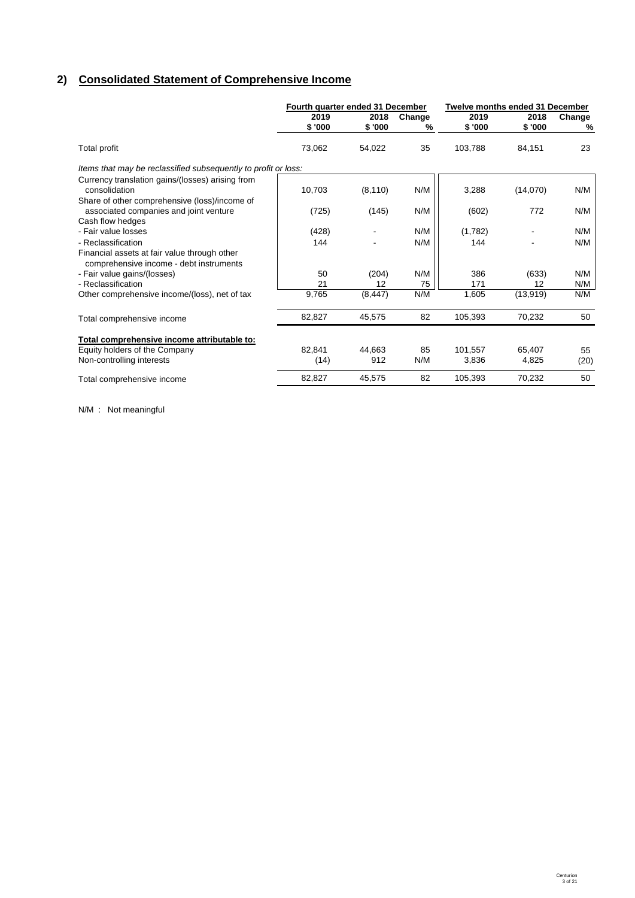## 2) Consolidated Statement of Comprehensive Income

| | Fourth quarter ended 31 December | | | Twelve months ended 31 December | | |
|---|---|---|---|---|---|---|
| | 2019 | 2018 | Change | 2019 | 2018 | Change |
| | $ '000 | $ '000 | % | $ '000 | $ '000 | % |
| Total profit | 73,062 | 54,022 | 35 | 103,788 | 84,151 | 23 |
| *Items that may be reclassified subsequently to profit or loss:* | | | | | | |
| Currency translation gains/(losses) arising from consolidation | 10,703 | (8,110) | N/M | 3,288 | (14,070) | N/M |
| Share of other comprehensive (loss)/income of associated companies and joint venture | (725) | (145) | N/M | (602) | 772 | N/M |
| Cash flow hedges | | | | | | |
| - Fair value losses | (428) | - | N/M | (1,782) | - | N/M |
| - Reclassification | 144 | - | N/M | 144 | - | N/M |
| Financial assets at fair value through other comprehensive income - debt instruments | | | | | | |
| - Fair value gains/(losses) | 50 | (204) | N/M | 386 | (633) | N/M |
| - Reclassification | 21 | 12 | 75 | 171 | 12 | N/M |
| Other comprehensive income/(loss), net of tax | 9,765 | (8,447) | N/M | 1,605 | (13,919) | N/M |
| Total comprehensive income | 82,827 | 45,575 | 82 | 105,393 | 70,232 | 50 |
| **Total comprehensive income attributable to:** | | | | | | |
| Equity holders of the Company | 82,841 | 44,663 | 85 | 101,557 | 65,407 | 55 |
| Non-controlling interests | (14) | 912 | N/M | 3,836 | 4,825 | (20) |
| Total comprehensive income | 82,827 | 45,575 | 82 | 105,393 | 70,232 | 50 |

N/M : Not meaningful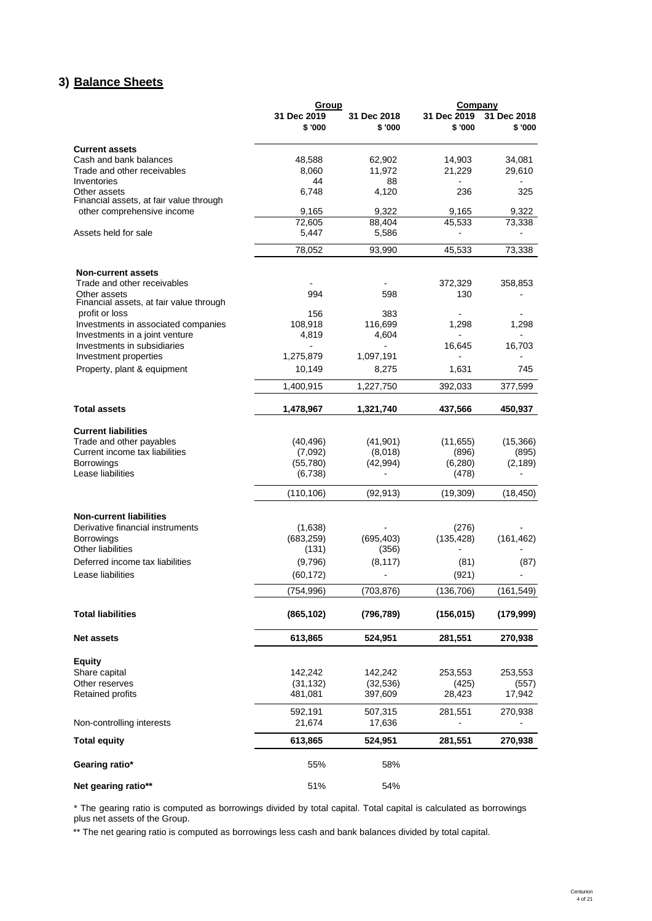## 3) Balance Sheets

| | Group | | Company | |
|---|---|---|---|---|
| | 31 Dec 2019 | 31 Dec 2018 | 31 Dec 2019 | 31 Dec 2018 |
| | $ '000 | $ '000 | $ '000 | $ '000 |
| **Current assets** | | | | |
| Cash and bank balances | 48,588 | 62,902 | 14,903 | 34,081 |
| Trade and other receivables | 8,060 | 11,972 | 21,229 | 29,610 |
| Inventories | 44 | 88 | - | - |
| Other assets | 6,748 | 4,120 | 236 | 325 |
| Financial assets, at fair value through other comprehensive income | 9,165 | 9,322 | 9,165 | 9,322 |
| | 72,605 | 88,404 | 45,533 | 73,338 |
| Assets held for sale | 5,447 | 5,586 | - | - |
| | 78,052 | 93,990 | 45,533 | 73,338 |
| **Non-current assets** | | | | |
| Trade and other receivables | - | - | 372,329 | 358,853 |
| Other assets | 994 | 598 | 130 | - |
| Financial assets, at fair value through profit or loss | 156 | 383 | - | - |
| Investments in associated companies | 108,918 | 116,699 | 1,298 | 1,298 |
| Investments in a joint venture | 4,819 | 4,604 | - | - |
| Investments in subsidiaries | - | - | 16,645 | 16,703 |
| Investment properties | 1,275,879 | 1,097,191 | - | - |
| Property, plant & equipment | 10,149 | 8,275 | 1,631 | 745 |
| | 1,400,915 | 1,227,750 | 392,033 | 377,599 |
| **Total assets** | **1,478,967** | **1,321,740** | **437,566** | **450,937** |
| **Current liabilities** | | | | |
| Trade and other payables | (40,496) | (41,901) | (11,655) | (15,366) |
| Current income tax liabilities | (7,092) | (8,018) | (896) | (895) |
| Borrowings | (55,780) | (42,994) | (6,280) | (2,189) |
| Lease liabilities | (6,738) | - | (478) | - |
| | (110,106) | (92,913) | (19,309) | (18,450) |
| **Non-current liabilities** | | | | |
| Derivative financial instruments | (1,638) | - | (276) | - |
| Borrowings | (683,259) | (695,403) | (135,428) | (161,462) |
| Other liabilities | (131) | (356) | - | - |
| Deferred income tax liabilities | (9,796) | (8,117) | (81) | (87) |
| Lease liabilities | (60,172) | - | (921) | - |
| | (754,996) | (703,876) | (136,706) | (161,549) |
| **Total liabilities** | **(865,102)** | **(796,789)** | **(156,015)** | **(179,999)** |
| **Net assets** | **613,865** | **524,951** | **281,551** | **270,938** |
| **Equity** | | | | |
| Share capital | 142,242 | 142,242 | 253,553 | 253,553 |
| Other reserves | (31,132) | (32,536) | (425) | (557) |
| Retained profits | 481,081 | 397,609 | 28,423 | 17,942 |
| | 592,191 | 507,315 | 281,551 | 270,938 |
| Non-controlling interests | 21,674 | 17,636 | - | - |
| **Total equity** | **613,865** | **524,951** | **281,551** | **270,938** |
| **Gearing ratio*** | 55% | 58% | | |
| **Net gearing ratio**** | 51% | 54% | | |

* The gearing ratio is computed as borrowings divided by total capital. Total capital is calculated as borrowings plus net assets of the Group.

** The net gearing ratio is computed as borrowings less cash and bank balances divided by total capital.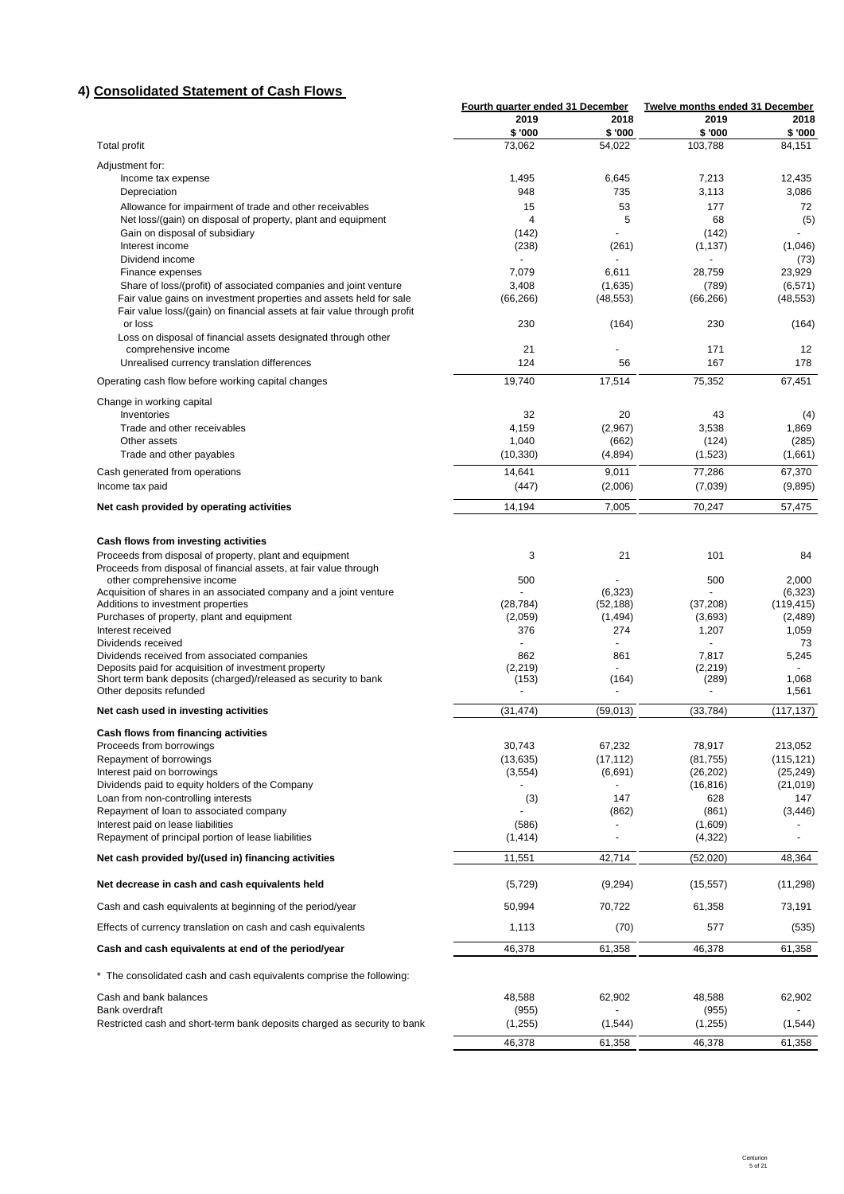## 4) Consolidated Statement of Cash Flows

| | Fourth quarter ended 31 December | | Twelve months ended 31 December | |
|---|---|---|---|---|
| | 2019 | 2018 | 2019 | 2018 |
| | $ '000 | $ '000 | $ '000 | $ '000 |
| Total profit | 73,062 | 54,022 | 103,788 | 84,151 |
| Adjustment for: | | | | |
| Income tax expense | 1,495 | 6,645 | 7,213 | 12,435 |
| Depreciation | 948 | 735 | 3,113 | 3,086 |
| Allowance for impairment of trade and other receivables | 15 | 53 | 177 | 72 |
| Net loss/(gain) on disposal of property, plant and equipment | 4 | 5 | 68 | (5) |
| Gain on disposal of subsidiary | (142) | - | (142) | - |
| Interest income | (238) | (261) | (1,137) | (1,046) |
| Dividend income | - | - | - | (73) |
| Finance expenses | 7,079 | 6,611 | 28,759 | 23,929 |
| Share of loss/(profit) of associated companies and joint venture | 3,408 | (1,635) | (789) | (6,571) |
| Fair value gains on investment properties and assets held for sale | (66,266) | (48,553) | (66,266) | (48,553) |
| Fair value loss/(gain) on financial assets at fair value through profit or loss | 230 | (164) | 230 | (164) |
| Loss on disposal of financial assets designated through other comprehensive income | 21 | - | 171 | 12 |
| Unrealised currency translation differences | 124 | 56 | 167 | 178 |
| Operating cash flow before working capital changes | 19,740 | 17,514 | 75,352 | 67,451 |
| Change in working capital | | | | |
| Inventories | 32 | 20 | 43 | (4) |
| Trade and other receivables | 4,159 | (2,967) | 3,538 | 1,869 |
| Other assets | 1,040 | (662) | (124) | (285) |
| Trade and other payables | (10,330) | (4,894) | (1,523) | (1,661) |
| Cash generated from operations | 14,641 | 9,011 | 77,286 | 67,370 |
| Income tax paid | (447) | (2,006) | (7,039) | (9,895) |
| **Net cash provided by operating activities** | 14,194 | 7,005 | 70,247 | 57,475 |
| **Cash flows from investing activities** | | | | |
| Proceeds from disposal of property, plant and equipment | 3 | 21 | 101 | 84 |
| Proceeds from disposal of financial assets, at fair value through other comprehensive income | 500 | - | 500 | 2,000 |
| Acquisition of shares in an associated company and a joint venture | - | (6,323) | - | (6,323) |
| Additions to investment properties | (28,784) | (52,188) | (37,208) | (119,415) |
| Purchases of property, plant and equipment | (2,059) | (1,494) | (3,693) | (2,489) |
| Interest received | 376 | 274 | 1,207 | 1,059 |
| Dividends received | - | - | - | 73 |
| Dividends received from associated companies | 862 | 861 | 7,817 | 5,245 |
| Deposits paid for acquisition of investment property | (2,219) | - | (2,219) | - |
| Short term bank deposits (charged)/released as security to bank | (153) | (164) | (289) | 1,068 |
| Other deposits refunded | - | - | - | 1,561 |
| **Net cash used in investing activities** | (31,474) | (59,013) | (33,784) | (117,137) |
| **Cash flows from financing activities** | | | | |
| Proceeds from borrowings | 30,743 | 67,232 | 78,917 | 213,052 |
| Repayment of borrowings | (13,635) | (17,112) | (81,755) | (115,121) |
| Interest paid on borrowings | (3,554) | (6,691) | (26,202) | (25,249) |
| Dividends paid to equity holders of the Company | - | - | (16,816) | (21,019) |
| Loan from non-controlling interests | (3) | 147 | 628 | 147 |
| Repayment of loan to associated company | - | (862) | (861) | (3,446) |
| Interest paid on lease liabilities | (586) | - | (1,609) | - |
| Repayment of principal portion of lease liabilities | (1,414) | - | (4,322) | - |
| **Net cash provided by/(used in) financing activities** | 11,551 | 42,714 | (52,020) | 48,364 |
| **Net decrease in cash and cash equivalents held** | (5,729) | (9,294) | (15,557) | (11,298) |
| Cash and cash equivalents at beginning of the period/year | 50,994 | 70,722 | 61,358 | 73,191 |
| Effects of currency translation on cash and cash equivalents | 1,113 | (70) | 577 | (535) |
| **Cash and cash equivalents at end of the period/year** | 46,378 | 61,358 | 46,378 | 61,358 |

\* The consolidated cash and cash equivalents comprise the following:

| | | | | |
|---|---|---|---|---|
| Cash and bank balances | 48,588 | 62,902 | 48,588 | 62,902 |
| Bank overdraft | (955) | - | (955) | - |
| Restricted cash and short-term bank deposits charged as security to bank | (1,255) | (1,544) | (1,255) | (1,544) |
| | 46,378 | 61,358 | 46,378 | 61,358 |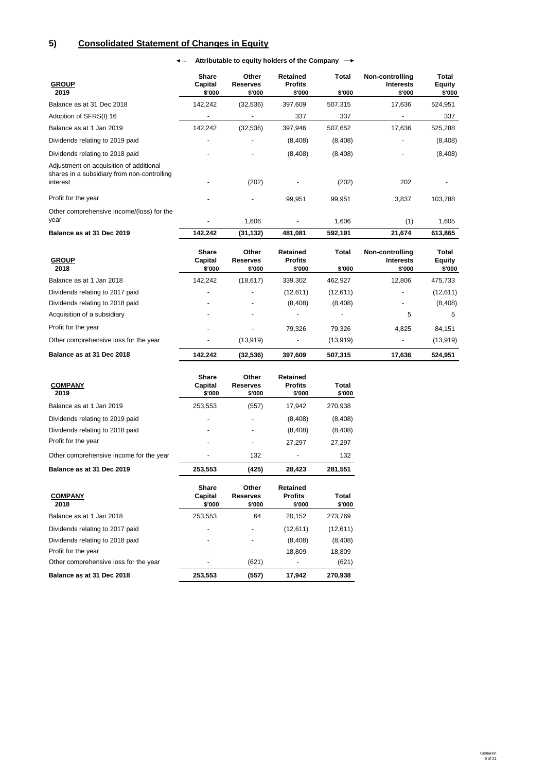## 5) Consolidated Statement of Changes in Equity

| GROUP 2019 | ← Attributable to equity holders of the Company → | | | | | |
|---|---|---|---|---|---|---|
| | Share Capital $'000 | Other Reserves $'000 | Retained Profits $'000 | Total $'000 | Non-controlling Interests $'000 | Total Equity $'000 |
| Balance as at 31 Dec 2018 | 142,242 | (32,536) | 397,609 | 507,315 | 17,636 | 524,951 |
| Adoption of SFRS(I) 16 | - | - | 337 | 337 | - | 337 |
| Balance as at 1 Jan 2019 | 142,242 | (32,536) | 397,946 | 507,652 | 17,636 | 525,288 |
| Dividends relating to 2019 paid | - | - | (8,408) | (8,408) | - | (8,408) |
| Dividends relating to 2018 paid | - | - | (8,408) | (8,408) | - | (8,408) |
| Adjustment on acquisition of additional shares in a subsidiary from non-controlling interest | - | (202) | - | (202) | 202 | - |
| Profit for the year | - | - | 99,951 | 99,951 | 3,837 | 103,788 |
| Other comprehensive income/(loss) for the year | - | 1,606 | - | 1,606 | (1) | 1,605 |
| **Balance as at 31 Dec 2019** | **142,242** | **(31,132)** | **481,081** | **592,191** | **21,674** | **613,865** |

| GROUP 2018 | Share Capital $'000 | Other Reserves $'000 | Retained Profits $'000 | Total $'000 | Non-controlling Interests $'000 | Total Equity $'000 |
|---|---|---|---|---|---|---|
| Balance as at 1 Jan 2018 | 142,242 | (18,617) | 339,302 | 462,927 | 12,806 | 475,733 |
| Dividends relating to 2017 paid | - | - | (12,611) | (12,611) | - | (12,611) |
| Dividends relating to 2018 paid | - | - | (8,408) | (8,408) | - | (8,408) |
| Acquisition of a subsidiary | - | - | - | - | 5 | 5 |
| Profit for the year | - | - | 79,326 | 79,326 | 4,825 | 84,151 |
| Other comprehensive loss for the year | - | (13,919) | - | (13,919) | - | (13,919) |
| **Balance as at 31 Dec 2018** | **142,242** | **(32,536)** | **397,609** | **507,315** | **17,636** | **524,951** |

| COMPANY 2019 | Share Capital $'000 | Other Reserves $'000 | Retained Profits $'000 | Total $'000 |
|---|---|---|---|---|
| Balance as at 1 Jan 2019 | 253,553 | (557) | 17,942 | 270,938 |
| Dividends relating to 2019 paid | - | - | (8,408) | (8,408) |
| Dividends relating to 2018 paid | - | - | (8,408) | (8,408) |
| Profit for the year | - | - | 27,297 | 27,297 |
| Other comprehensive income for the year | - | 132 | - | 132 |
| **Balance as at 31 Dec 2019** | **253,553** | **(425)** | **28,423** | **281,551** |

| COMPANY 2018 | Share Capital $'000 | Other Reserves $'000 | Retained Profits $'000 | Total $'000 |
|---|---|---|---|---|
| Balance as at 1 Jan 2018 | 253,553 | 64 | 20,152 | 273,769 |
| Dividends relating to 2017 paid | - | - | (12,611) | (12,611) |
| Dividends relating to 2018 paid | - | - | (8,408) | (8,408) |
| Profit for the year | - | - | 18,809 | 18,809 |
| Other comprehensive loss for the year | - | (621) | - | (621) |
| **Balance as at 31 Dec 2018** | **253,553** | **(557)** | **17,942** | **270,938** |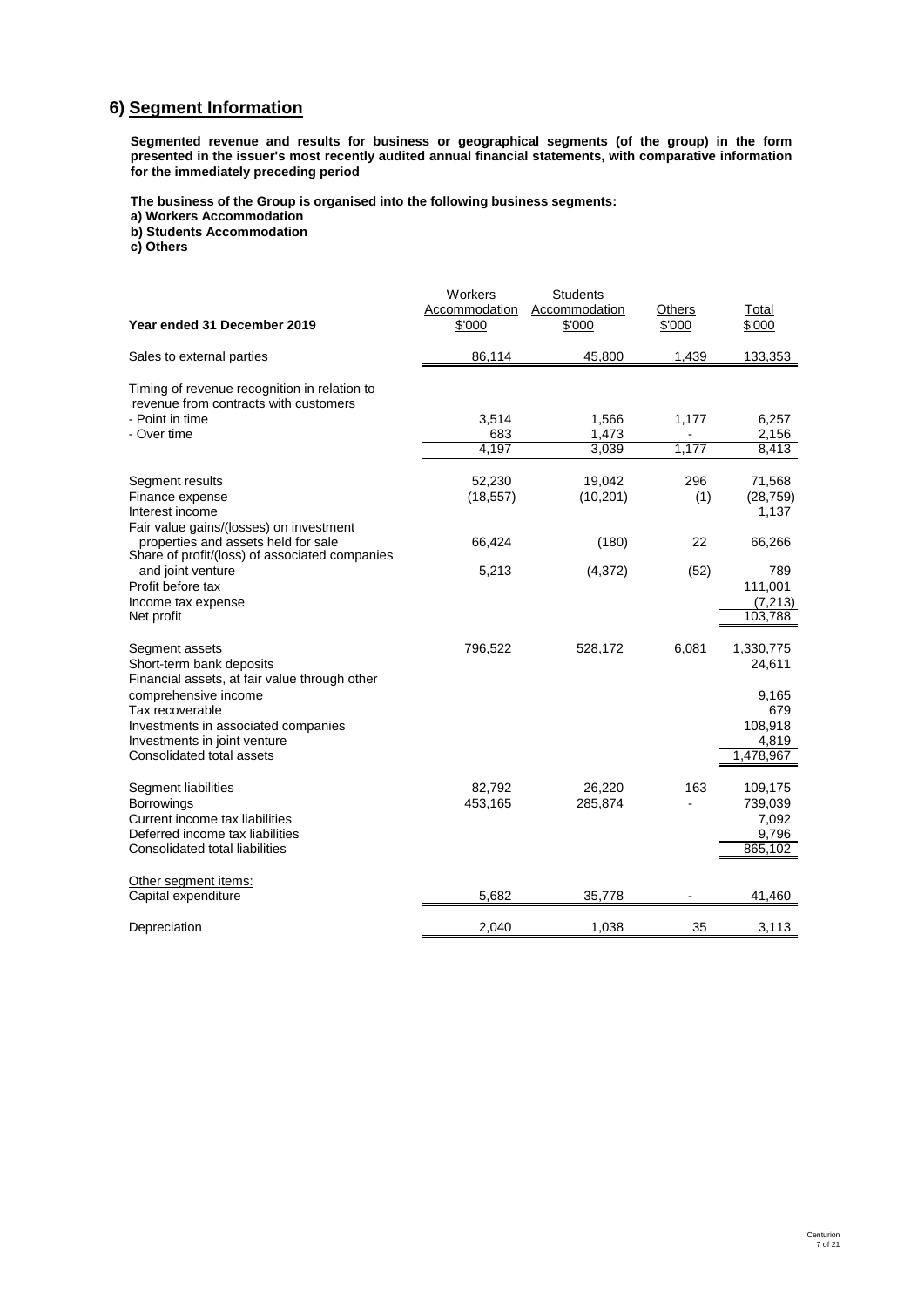# 6) Segment Information

**Segmented revenue and results for business or geographical segments (of the group) in the form presented in the issuer's most recently audited annual financial statements, with comparative information for the immediately preceding period**

**The business of the Group is organised into the following business segments:**

**a) Workers Accommodation**

**b) Students Accommodation**

**c) Others**

| Year ended 31 December 2019 | Workers Accommodation $'000 | Students Accommodation $'000 | Others $'000 | Total $'000 |
|---|---|---|---|---|
| Sales to external parties | 86,114 | 45,800 | 1,439 | 133,353 |
| Timing of revenue recognition in relation to revenue from contracts with customers | | | | |
| - Point in time | 3,514 | 1,566 | 1,177 | 6,257 |
| - Over time | 683 | 1,473 | - | 2,156 |
| | 4,197 | 3,039 | 1,177 | 8,413 |
| Segment results | 52,230 | 19,042 | 296 | 71,568 |
| Finance expense | (18,557) | (10,201) | (1) | (28,759) |
| Interest income | | | | 1,137 |
| Fair value gains/(losses) on investment properties and assets held for sale | 66,424 | (180) | 22 | 66,266 |
| Share of profit/(loss) of associated companies and joint venture | 5,213 | (4,372) | (52) | 789 |
| Profit before tax | | | | 111,001 |
| Income tax expense | | | | (7,213) |
| Net profit | | | | 103,788 |
| Segment assets | 796,522 | 528,172 | 6,081 | 1,330,775 |
| Short-term bank deposits | | | | 24,611 |
| Financial assets, at fair value through other comprehensive income | | | | 9,165 |
| Tax recoverable | | | | 679 |
| Investments in associated companies | | | | 108,918 |
| Investments in joint venture | | | | 4,819 |
| Consolidated total assets | | | | 1,478,967 |
| Segment liabilities | 82,792 | 26,220 | 163 | 109,175 |
| Borrowings | 453,165 | 285,874 | - | 739,039 |
| Current income tax liabilities | | | | 7,092 |
| Deferred income tax liabilities | | | | 9,796 |
| Consolidated total liabilities | | | | 865,102 |
| Other segment items: | | | | |
| Capital expenditure | 5,682 | 35,778 | - | 41,460 |
| Depreciation | 2,040 | 1,038 | 35 | 3,113 |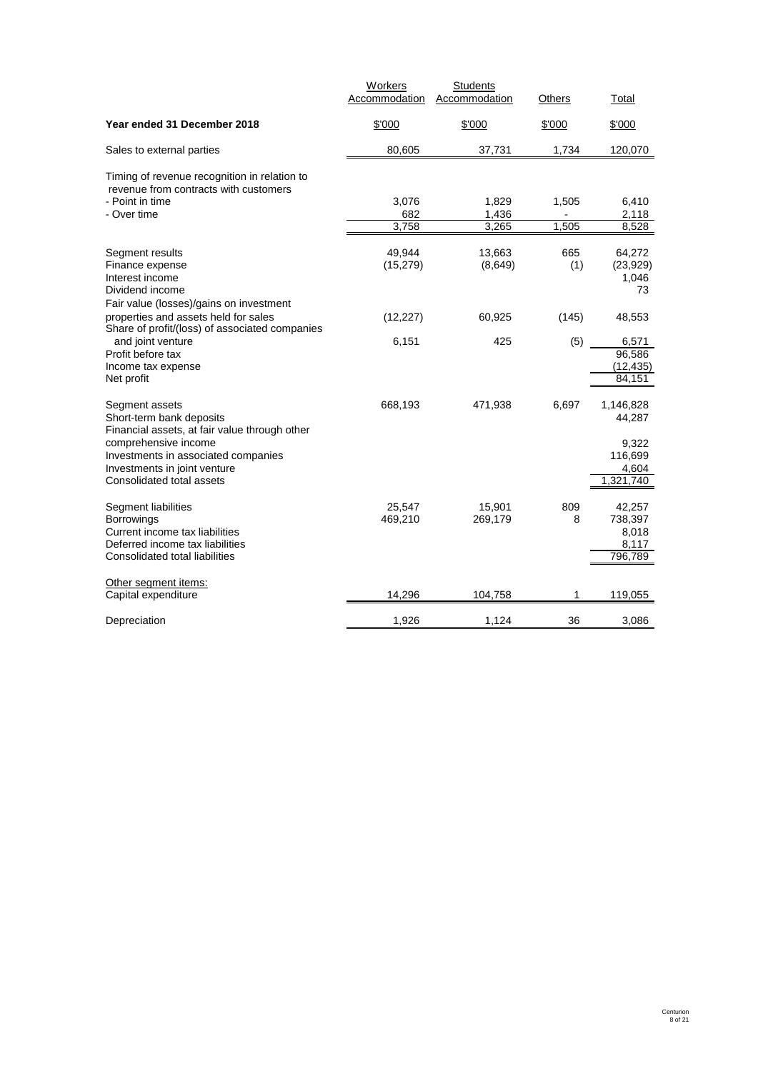| | Workers Accommodation | Students Accommodation | Others | Total |
|---|---|---|---|---|
| **Year ended 31 December 2018** | $'000 | $'000 | $'000 | $'000 |
| Sales to external parties | 80,605 | 37,731 | 1,734 | 120,070 |
| Timing of revenue recognition in relation to revenue from contracts with customers | | | | |
| - Point in time | 3,076 | 1,829 | 1,505 | 6,410 |
| - Over time | 682 | 1,436 | - | 2,118 |
| | 3,758 | 3,265 | 1,505 | 8,528 |
| Segment results | 49,944 | 13,663 | 665 | 64,272 |
| Finance expense | (15,279) | (8,649) | (1) | (23,929) |
| Interest income | | | | 1,046 |
| Dividend income | | | | 73 |
| Fair value (losses)/gains on investment properties and assets held for sales | (12,227) | 60,925 | (145) | 48,553 |
| Share of profit/(loss) of associated companies and joint venture | 6,151 | 425 | (5) | 6,571 |
| Profit before tax | | | | 96,586 |
| Income tax expense | | | | (12,435) |
| Net profit | | | | 84,151 |
| Segment assets | 668,193 | 471,938 | 6,697 | 1,146,828 |
| Short-term bank deposits | | | | 44,287 |
| Financial assets, at fair value through other comprehensive income | | | | 9,322 |
| Investments in associated companies | | | | 116,699 |
| Investments in joint venture | | | | 4,604 |
| Consolidated total assets | | | | 1,321,740 |
| Segment liabilities | 25,547 | 15,901 | 809 | 42,257 |
| Borrowings | 469,210 | 269,179 | 8 | 738,397 |
| Current income tax liabilities | | | | 8,018 |
| Deferred income tax liabilities | | | | 8,117 |
| Consolidated total liabilities | | | | 796,789 |
| Other segment items: | | | | |
| Capital expenditure | 14,296 | 104,758 | 1 | 119,055 |
| Depreciation | 1,926 | 1,124 | 36 | 3,086 |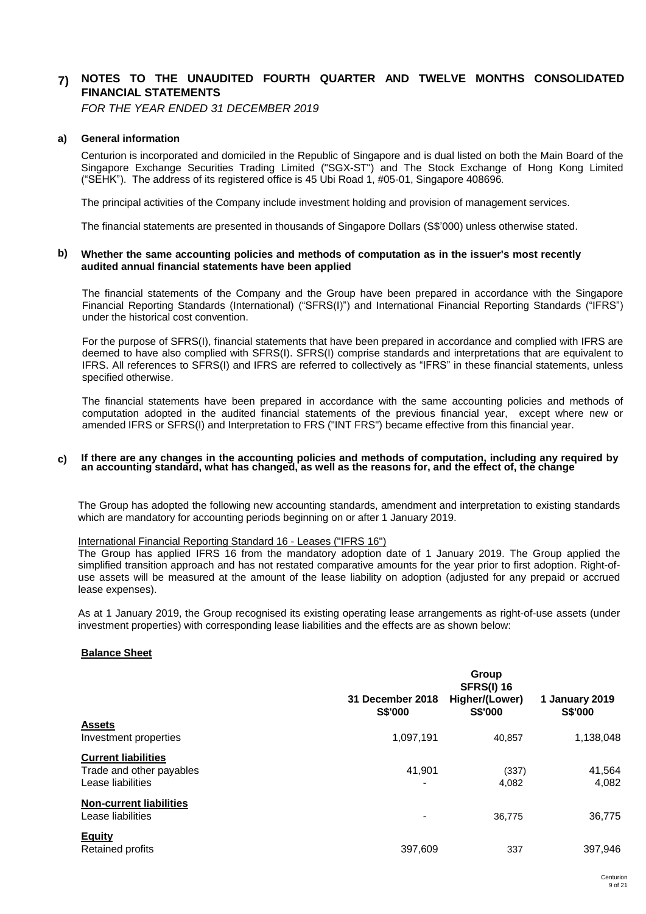## 7) NOTES TO THE UNAUDITED FOURTH QUARTER AND TWELVE MONTHS CONSOLIDATED FINANCIAL STATEMENTS

*FOR THE YEAR ENDED 31 DECEMBER 2019*

### a) General information

Centurion is incorporated and domiciled in the Republic of Singapore and is dual listed on both the Main Board of the Singapore Exchange Securities Trading Limited ("SGX-ST") and The Stock Exchange of Hong Kong Limited ("SEHK"). The address of its registered office is 45 Ubi Road 1, #05-01, Singapore 408696.

The principal activities of the Company include investment holding and provision of management services.

The financial statements are presented in thousands of Singapore Dollars (S$'000) unless otherwise stated.

### b) Whether the same accounting policies and methods of computation as in the issuer's most recently audited annual financial statements have been applied

The financial statements of the Company and the Group have been prepared in accordance with the Singapore Financial Reporting Standards (International) ("SFRS(I)") and International Financial Reporting Standards ("IFRS") under the historical cost convention.

For the purpose of SFRS(I), financial statements that have been prepared in accordance and complied with IFRS are deemed to have also complied with SFRS(I). SFRS(I) comprise standards and interpretations that are equivalent to IFRS. All references to SFRS(I) and IFRS are referred to collectively as "IFRS" in these financial statements, unless specified otherwise.

The financial statements have been prepared in accordance with the same accounting policies and methods of computation adopted in the audited financial statements of the previous financial year, except where new or amended IFRS or SFRS(I) and Interpretation to FRS ("INT FRS") became effective from this financial year.

### c) If there are any changes in the accounting policies and methods of computation, including any required by an accounting standard, what has changed, as well as the reasons for, and the effect of, the change

The Group has adopted the following new accounting standards, amendment and interpretation to existing standards which are mandatory for accounting periods beginning on or after 1 January 2019.

International Financial Reporting Standard 16 - Leases ("IFRS 16")

The Group has applied IFRS 16 from the mandatory adoption date of 1 January 2019. The Group applied the simplified transition approach and has not restated comparative amounts for the year prior to first adoption. Right-of-use assets will be measured at the amount of the lease liability on adoption (adjusted for any prepaid or accrued lease expenses).

As at 1 January 2019, the Group recognised its existing operating lease arrangements as right-of-use assets (under investment properties) with corresponding lease liabilities and the effects are as shown below:

**Balance Sheet**

| | Group | | |
|---|---|---|---|
| | 31 December 2018<br>S$'000 | SFRS(I) 16<br>Higher/(Lower)<br>S$'000 | 1 January 2019<br>S$'000 |
| **Assets** | | | |
| Investment properties | 1,097,191 | 40,857 | 1,138,048 |
| **Current liabilities** | | | |
| Trade and other payables | 41,901 | (337) | 41,564 |
| Lease liabilities | - | 4,082 | 4,082 |
| **Non-current liabilities** | | | |
| Lease liabilities | - | 36,775 | 36,775 |
| **Equity** | | | |
| Retained profits | 397,609 | 337 | 397,946 |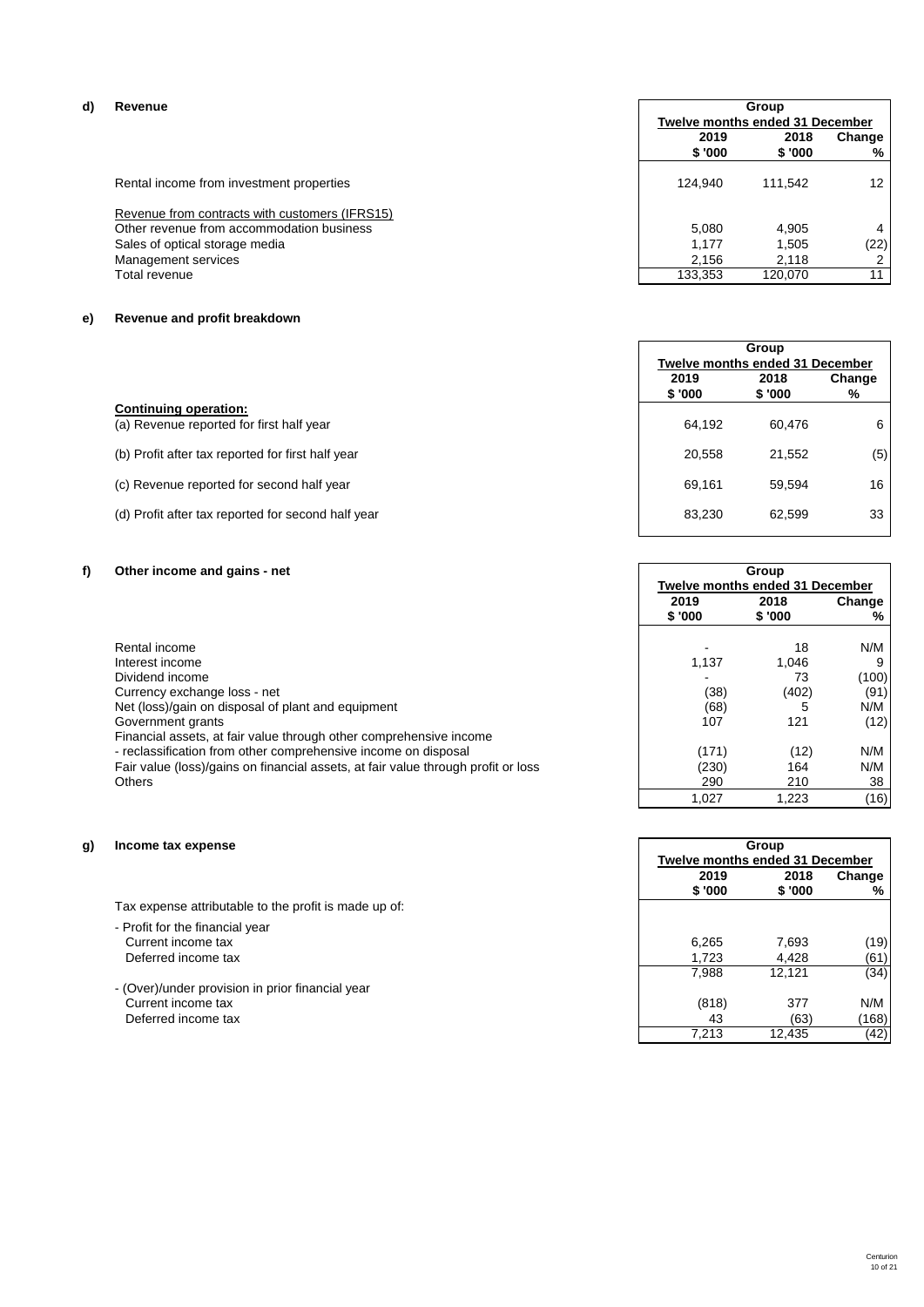### d) Revenue

| | Group | | |
|---|---|---|---|
| | Twelve months ended 31 December | | |
| | 2019 | 2018 | Change |
| | $ '000 | $ '000 | % |
| Rental income from investment properties | 124,940 | 111,542 | 12 |
| Revenue from contracts with customers (IFRS15) | | | |
| Other revenue from accommodation business | 5,080 | 4,905 | 4 |
| Sales of optical storage media | 1,177 | 1,505 | (22) |
| Management services | 2,156 | 2,118 | 2 |
| Total revenue | 133,353 | 120,070 | 11 |

### e) Revenue and profit breakdown

| | Group | | |
|---|---|---|---|
| | Twelve months ended 31 December | | |
| | 2019 | 2018 | Change |
| | $ '000 | $ '000 | % |
| **Continuing operation:** | | | |
| (a) Revenue reported for first half year | 64,192 | 60,476 | 6 |
| (b) Profit after tax reported for first half year | 20,558 | 21,552 | (5) |
| (c) Revenue reported for second half year | 69,161 | 59,594 | 16 |
| (d) Profit after tax reported for second half year | 83,230 | 62,599 | 33 |

### f) Other income and gains - net

| | Group | | |
|---|---|---|---|
| | Twelve months ended 31 December | | |
| | 2019 | 2018 | Change |
| | $ '000 | $ '000 | % |
| Rental income | - | 18 | N/M |
| Interest income | 1,137 | 1,046 | 9 |
| Dividend income | - | 73 | (100) |
| Currency exchange loss - net | (38) | (402) | (91) |
| Net (loss)/gain on disposal of plant and equipment | (68) | 5 | N/M |
| Government grants | 107 | 121 | (12) |
| Financial assets, at fair value through other comprehensive income | | | |
| - reclassification from other comprehensive income on disposal | (171) | (12) | N/M |
| Fair value (loss)/gains on financial assets, at fair value through profit or loss | (230) | 164 | N/M |
| Others | 290 | 210 | 38 |
| | 1,027 | 1,223 | (16) |

### g) Income tax expense

| | Group | | |
|---|---|---|---|
| | Twelve months ended 31 December | | |
| | 2019 | 2018 | Change |
| | $ '000 | $ '000 | % |
| Tax expense attributable to the profit is made up of: | | | |
| - Profit for the financial year | | | |
| Current income tax | 6,265 | 7,693 | (19) |
| Deferred income tax | 1,723 | 4,428 | (61) |
| | 7,988 | 12,121 | (34) |
| - (Over)/under provision in prior financial year | | | |
| Current income tax | (818) | 377 | N/M |
| Deferred income tax | 43 | (63) | (168) |
| | 7,213 | 12,435 | (42) |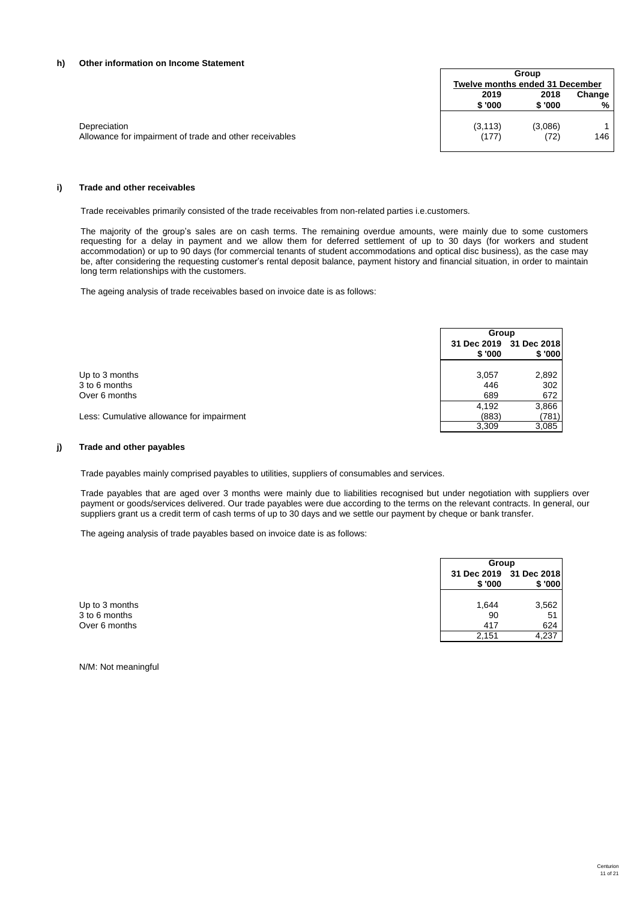### h) Other information on Income Statement

| | Group | | |
|---|---|---|---|
| | Twelve months ended 31 December | | |
| | 2019 | 2018 | Change |
| | $ '000 | $ '000 | % |
| Depreciation | (3,113) | (3,086) | 1 |
| Allowance for impairment of trade and other receivables | (177) | (72) | 146 |

### i) Trade and other receivables

Trade receivables primarily consisted of the trade receivables from non-related parties i.e.customers.

The majority of the group's sales are on cash terms. The remaining overdue amounts, were mainly due to some customers requesting for a delay in payment and we allow them for deferred settlement of up to 30 days (for workers and student accommodation) or up to 90 days (for commercial tenants of student accommodations and optical disc business), as the case may be, after considering the requesting customer's rental deposit balance, payment history and financial situation, in order to maintain long term relationships with the customers.

The ageing analysis of trade receivables based on invoice date is as follows:

| | Group | |
|---|---|---|
| | 31 Dec 2019 | 31 Dec 2018 |
| | $ '000 | $ '000 |
| Up to 3 months | 3,057 | 2,892 |
| 3 to 6 months | 446 | 302 |
| Over 6 months | 689 | 672 |
| | 4,192 | 3,866 |
| Less: Cumulative allowance for impairment | (883) | (781) |
| | 3,309 | 3,085 |

### j) Trade and other payables

Trade payables mainly comprised payables to utilities, suppliers of consumables and services.

Trade payables that are aged over 3 months were mainly due to liabilities recognised but under negotiation with suppliers over payment or goods/services delivered. Our trade payables were due according to the terms on the relevant contracts. In general, our suppliers grant us a credit term of cash terms of up to 30 days and we settle our payment by cheque or bank transfer.

The ageing analysis of trade payables based on invoice date is as follows:

| | Group | |
|---|---|---|
| | 31 Dec 2019 | 31 Dec 2018 |
| | $ '000 | $ '000 |
| Up to 3 months | 1,644 | 3,562 |
| 3 to 6 months | 90 | 51 |
| Over 6 months | 417 | 624 |
| | 2,151 | 4,237 |

N/M: Not meaningful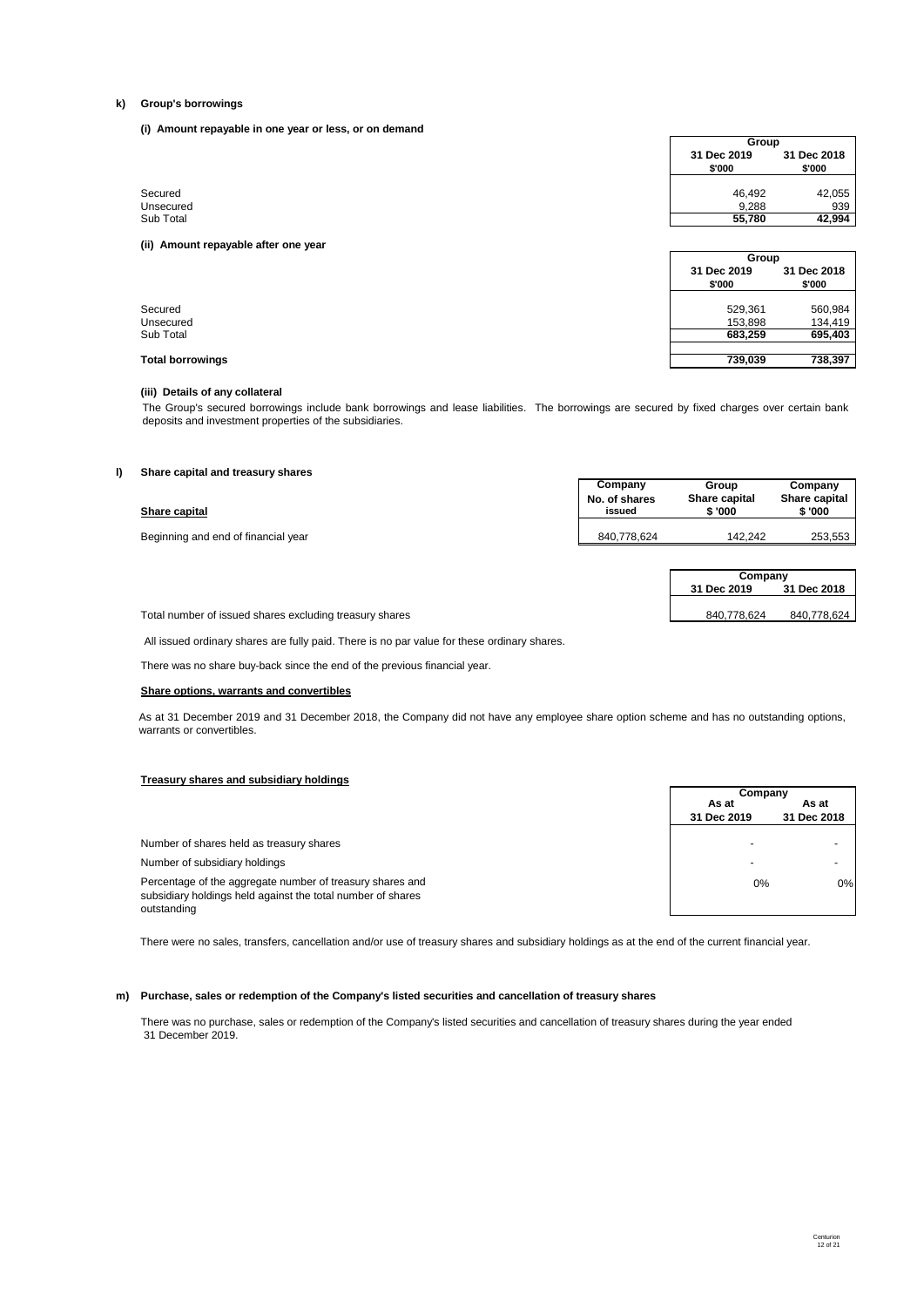**k) Group's borrowings**

**(i) Amount repayable in one year or less, or on demand**

| | Group | |
|---|---|---|
| | **31 Dec 2019** | **31 Dec 2018** |
| | **$'000** | **$'000** |
| Secured | 46,492 | 42,055 |
| Unsecured | 9,288 | 939 |
| Sub Total | **55,780** | **42,994** |

**(ii) Amount repayable after one year**

| | Group | |
|---|---|---|
| | **31 Dec 2019** | **31 Dec 2018** |
| | **$'000** | **$'000** |
| Secured | 529,361 | 560,984 |
| Unsecured | 153,898 | 134,419 |
| Sub Total | **683,259** | **695,403** |
| | | |
| **Total borrowings** | **739,039** | **738,397** |

**(iii) Details of any collateral**

The Group's secured borrowings include bank borrowings and lease liabilities. The borrowings are secured by fixed charges over certain bank deposits and investment properties of the subsidiaries.

**l) Share capital and treasury shares**

| **Share capital** | **Company No. of shares issued** | **Group Share capital $ '000** | **Company Share capital $ '000** |
|---|---|---|---|
| Beginning and end of financial year | 840,778,624 | 142,242 | 253,553 |

| | Company | |
|---|---|---|
| | **31 Dec 2019** | **31 Dec 2018** |
| Total number of issued shares excluding treasury shares | 840,778,624 | 840,778,624 |

All issued ordinary shares are fully paid. There is no par value for these ordinary shares.

There was no share buy-back since the end of the previous financial year.

**Share options, warrants and convertibles**

As at 31 December 2019 and 31 December 2018, the Company did not have any employee share option scheme and has no outstanding options, warrants or convertibles.

**Treasury shares and subsidiary holdings**

| | Company | |
|---|---|---|
| | **As at 31 Dec 2019** | **As at 31 Dec 2018** |
| Number of shares held as treasury shares | - | - |
| Number of subsidiary holdings | - | - |
| Percentage of the aggregate number of treasury shares and subsidiary holdings held against the total number of shares outstanding | 0% | 0% |

There were no sales, transfers, cancellation and/or use of treasury shares and subsidiary holdings as at the end of the current financial year.

**m) Purchase, sales or redemption of the Company's listed securities and cancellation of treasury shares**

There was no purchase, sales or redemption of the Company's listed securities and cancellation of treasury shares during the year ended 31 December 2019.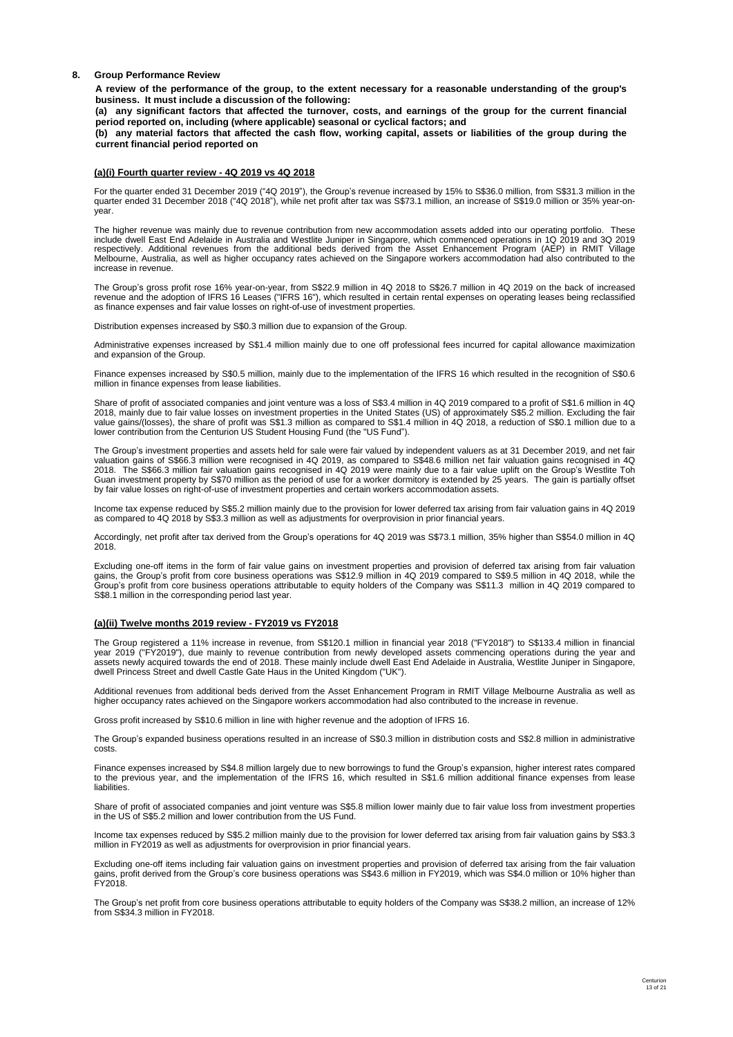## 8. Group Performance Review

**A review of the performance of the group, to the extent necessary for a reasonable understanding of the group's business. It must include a discussion of the following:**

**(a) any significant factors that affected the turnover, costs, and earnings of the group for the current financial period reported on, including (where applicable) seasonal or cyclical factors; and**

**(b) any material factors that affected the cash flow, working capital, assets or liabilities of the group during the current financial period reported on**

### (a)(i) Fourth quarter review - 4Q 2019 vs 4Q 2018

For the quarter ended 31 December 2019 ("4Q 2019"), the Group's revenue increased by 15% to S$36.0 million, from S$31.3 million in the quarter ended 31 December 2018 ("4Q 2018"), while net profit after tax was S$73.1 million, an increase of S$19.0 million or 35% year-on-year.

The higher revenue was mainly due to revenue contribution from new accommodation assets added into our operating portfolio. These include dwell East End Adelaide in Australia and Westlite Juniper in Singapore, which commenced operations in 1Q 2019 and 3Q 2019 respectively. Additional revenues from the additional beds derived from the Asset Enhancement Program (AEP) in RMIT Village Melbourne, Australia, as well as higher occupancy rates achieved on the Singapore workers accommodation had also contributed to the increase in revenue.

The Group's gross profit rose 16% year-on-year, from S$22.9 million in 4Q 2018 to S$26.7 million in 4Q 2019 on the back of increased revenue and the adoption of IFRS 16 Leases ("IFRS 16"), which resulted in certain rental expenses on operating leases being reclassified as finance expenses and fair value losses on right-of-use of investment properties.

Distribution expenses increased by S$0.3 million due to expansion of the Group.

Administrative expenses increased by S$1.4 million mainly due to one off professional fees incurred for capital allowance maximization and expansion of the Group.

Finance expenses increased by S$0.5 million, mainly due to the implementation of the IFRS 16 which resulted in the recognition of S$0.6 million in finance expenses from lease liabilities.

Share of profit of associated companies and joint venture was a loss of S$3.4 million in 4Q 2019 compared to a profit of S$1.6 million in 4Q 2018, mainly due to fair value losses on investment properties in the United States (US) of approximately S$5.2 million. Excluding the fair value gains/(losses), the share of profit was S$1.3 million as compared to S$1.4 million in 4Q 2018, a reduction of S$0.1 million due to a lower contribution from the Centurion US Student Housing Fund (the "US Fund").

The Group's investment properties and assets held for sale were fair valued by independent valuers as at 31 December 2019, and net fair valuation gains of S$66.3 million were recognised in 4Q 2019, as compared to S$48.6 million net fair valuation gains recognised in 4Q 2018. The S$66.3 million fair valuation gains recognised in 4Q 2019 were mainly due to a fair value uplift on the Group's Westlite Toh Guan investment property by S$70 million as the period of use for a worker dormitory is extended by 25 years. The gain is partially offset by fair value losses on right-of-use of investment properties and certain workers accommodation assets.

Income tax expense reduced by S$5.2 million mainly due to the provision for lower deferred tax arising from fair valuation gains in 4Q 2019 as compared to 4Q 2018 by S$3.3 million as well as adjustments for overprovision in prior financial years.

Accordingly, net profit after tax derived from the Group's operations for 4Q 2019 was S$73.1 million, 35% higher than S$54.0 million in 4Q 2018.

Excluding one-off items in the form of fair value gains on investment properties and provision of deferred tax arising from fair valuation gains, the Group's profit from core business operations was S$12.9 million in 4Q 2019 compared to S$9.5 million in 4Q 2018, while the Group's profit from core business operations attributable to equity holders of the Company was S$11.3 million in 4Q 2019 compared to S$8.1 million in the corresponding period last year.

### (a)(ii) Twelve months 2019 review - FY2019 vs FY2018

The Group registered a 11% increase in revenue, from S$120.1 million in financial year 2018 ("FY2018") to S$133.4 million in financial year 2019 ("FY2019"), due mainly to revenue contribution from newly developed assets commencing operations during the year and assets newly acquired towards the end of 2018. These mainly include dwell East End Adelaide in Australia, Westlite Juniper in Singapore, dwell Princess Street and dwell Castle Gate Haus in the United Kingdom ("UK").

Additional revenues from additional beds derived from the Asset Enhancement Program in RMIT Village Melbourne Australia as well as higher occupancy rates achieved on the Singapore workers accommodation had also contributed to the increase in revenue.

Gross profit increased by S$10.6 million in line with higher revenue and the adoption of IFRS 16.

The Group's expanded business operations resulted in an increase of S$0.3 million in distribution costs and S$2.8 million in administrative costs.

Finance expenses increased by S$4.8 million largely due to new borrowings to fund the Group's expansion, higher interest rates compared to the previous year, and the implementation of the IFRS 16, which resulted in S$1.6 million additional finance expenses from lease liabilities.

Share of profit of associated companies and joint venture was S$5.8 million lower mainly due to fair value loss from investment properties in the US of S$5.2 million and lower contribution from the US Fund.

Income tax expenses reduced by S$5.2 million mainly due to the provision for lower deferred tax arising from fair valuation gains by S$3.3 million in FY2019 as well as adjustments for overprovision in prior financial years.

Excluding one-off items including fair valuation gains on investment properties and provision of deferred tax arising from the fair valuation gains, profit derived from the Group's core business operations was S$43.6 million in FY2019, which was S$4.0 million or 10% higher than FY2018.

The Group's net profit from core business operations attributable to equity holders of the Company was S$38.2 million, an increase of 12% from S$34.3 million in FY2018.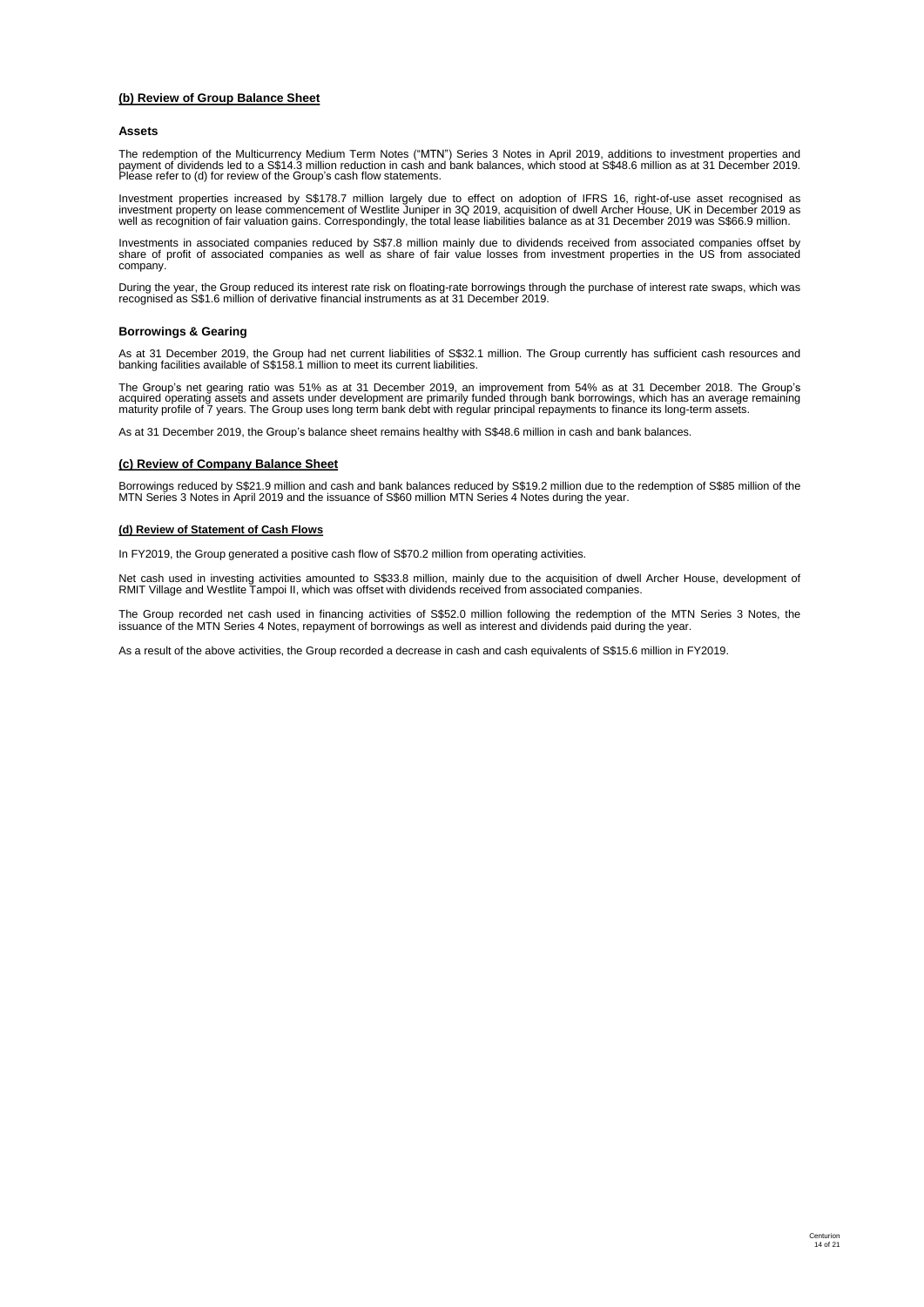**(b) Review of Group Balance Sheet**

### Assets

The redemption of the Multicurrency Medium Term Notes ("MTN") Series 3 Notes in April 2019, additions to investment properties and payment of dividends led to a S$14.3 million reduction in cash and bank balances, which stood at S$48.6 million as at 31 December 2019. Please refer to (d) for review of the Group's cash flow statements.

Investment properties increased by S$178.7 million largely due to effect on adoption of IFRS 16, right-of-use asset recognised as investment property on lease commencement of Westlite Juniper in 3Q 2019, acquisition of dwell Archer House, UK in December 2019 as well as recognition of fair valuation gains. Correspondingly, the total lease liabilities balance as at 31 December 2019 was S$66.9 million.

Investments in associated companies reduced by S$7.8 million mainly due to dividends received from associated companies offset by share of profit of associated companies as well as share of fair value losses from investment properties in the US from associated company.

During the year, the Group reduced its interest rate risk on floating-rate borrowings through the purchase of interest rate swaps, which was recognised as S$1.6 million of derivative financial instruments as at 31 December 2019.

### Borrowings & Gearing

As at 31 December 2019, the Group had net current liabilities of S$32.1 million. The Group currently has sufficient cash resources and banking facilities available of S$158.1 million to meet its current liabilities.

The Group's net gearing ratio was 51% as at 31 December 2019, an improvement from 54% as at 31 December 2018. The Group's acquired operating assets and assets under development are primarily funded through bank borrowings, which has an average remaining maturity profile of 7 years. The Group uses long term bank debt with regular principal repayments to finance its long-term assets.

As at 31 December 2019, the Group's balance sheet remains healthy with S$48.6 million in cash and bank balances.

**(c) Review of Company Balance Sheet**

Borrowings reduced by S$21.9 million and cash and bank balances reduced by S$19.2 million due to the redemption of S$85 million of the MTN Series 3 Notes in April 2019 and the issuance of S$60 million MTN Series 4 Notes during the year.

**(d) Review of Statement of Cash Flows**

In FY2019, the Group generated a positive cash flow of S$70.2 million from operating activities.

Net cash used in investing activities amounted to S$33.8 million, mainly due to the acquisition of dwell Archer House, development of RMIT Village and Westlite Tampoi II, which was offset with dividends received from associated companies.

The Group recorded net cash used in financing activities of S$52.0 million following the redemption of the MTN Series 3 Notes, the issuance of the MTN Series 4 Notes, repayment of borrowings as well as interest and dividends paid during the year.

As a result of the above activities, the Group recorded a decrease in cash and cash equivalents of S$15.6 million in FY2019.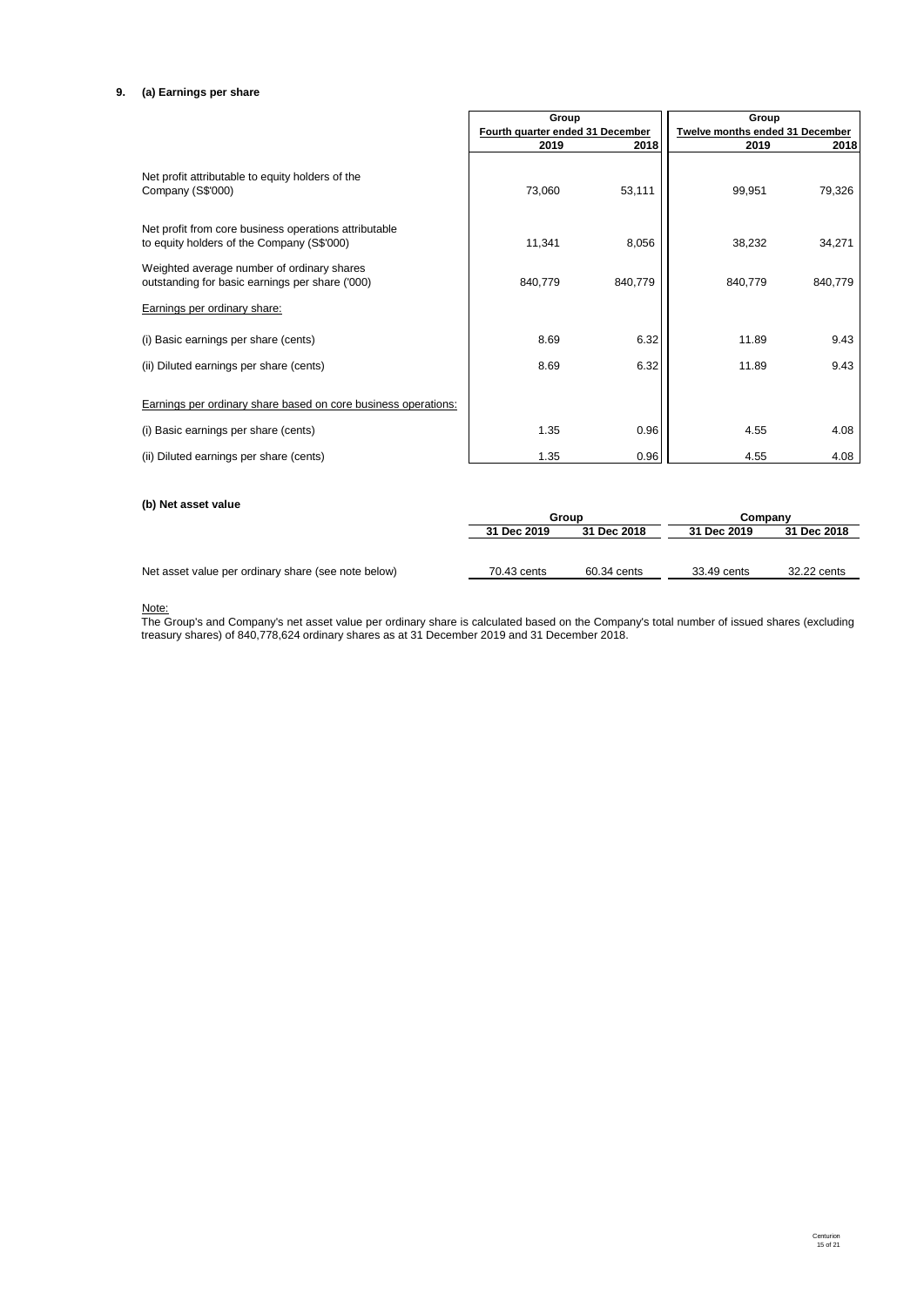## 9. (a) Earnings per share

| | Group | | Group | |
|---|---|---|---|---|
| | Fourth quarter ended 31 December | | Twelve months ended 31 December | |
| | 2019 | 2018 | 2019 | 2018 |
| Net profit attributable to equity holders of the Company (S$'000) | 73,060 | 53,111 | 99,951 | 79,326 |
| Net profit from core business operations attributable to equity holders of the Company (S$'000) | 11,341 | 8,056 | 38,232 | 34,271 |
| Weighted average number of ordinary shares outstanding for basic earnings per share ('000) | 840,779 | 840,779 | 840,779 | 840,779 |
| Earnings per ordinary share: | | | | |
| (i) Basic earnings per share (cents) | 8.69 | 6.32 | 11.89 | 9.43 |
| (ii) Diluted earnings per share (cents) | 8.69 | 6.32 | 11.89 | 9.43 |
| Earnings per ordinary share based on core business operations: | | | | |
| (i) Basic earnings per share (cents) | 1.35 | 0.96 | 4.55 | 4.08 |
| (ii) Diluted earnings per share (cents) | 1.35 | 0.96 | 4.55 | 4.08 |

### (b) Net asset value

| | Group | | Company | |
|---|---|---|---|---|
| | 31 Dec 2019 | 31 Dec 2018 | 31 Dec 2019 | 31 Dec 2018 |
| Net asset value per ordinary share (see note below) | 70.43 cents | 60.34 cents | 33.49 cents | 32.22 cents |

Note:

The Group's and Company's net asset value per ordinary share is calculated based on the Company's total number of issued shares (excluding treasury shares) of 840,778,624 ordinary shares as at 31 December 2019 and 31 December 2018.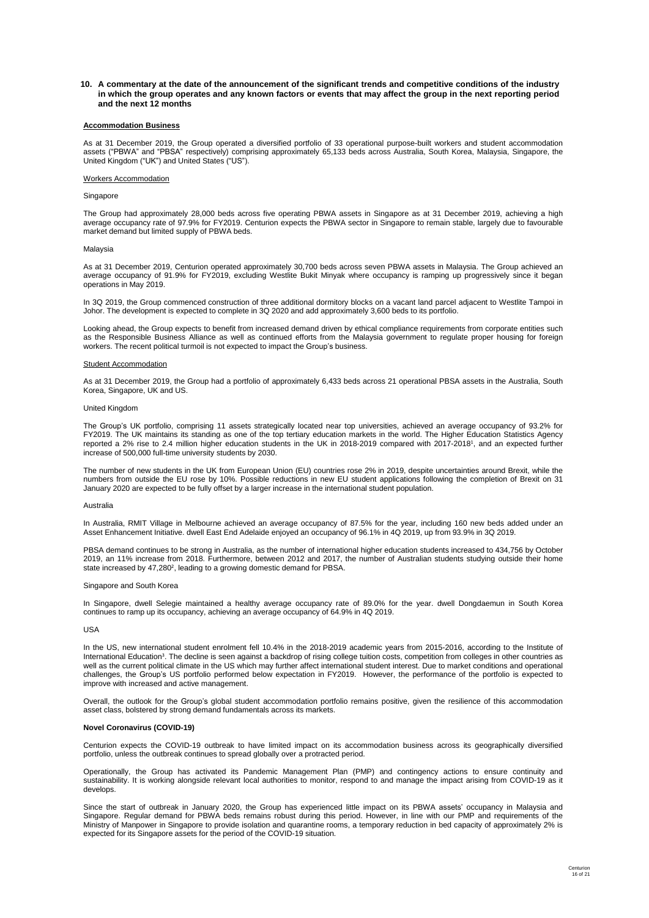**10. A commentary at the date of the announcement of the significant trends and competitive conditions of the industry in which the group operates and any known factors or events that may affect the group in the next reporting period and the next 12 months**

**Accommodation Business**

As at 31 December 2019, the Group operated a diversified portfolio of 33 operational purpose-built workers and student accommodation assets ("PBWA" and "PBSA" respectively) comprising approximately 65,133 beds across Australia, South Korea, Malaysia, Singapore, the United Kingdom ("UK") and United States ("US").

Workers Accommodation

Singapore

The Group had approximately 28,000 beds across five operating PBWA assets in Singapore as at 31 December 2019, achieving a high average occupancy rate of 97.9% for FY2019. Centurion expects the PBWA sector in Singapore to remain stable, largely due to favourable market demand but limited supply of PBWA beds.

Malaysia

As at 31 December 2019, Centurion operated approximately 30,700 beds across seven PBWA assets in Malaysia. The Group achieved an average occupancy of 91.9% for FY2019, excluding Westlite Bukit Minyak where occupancy is ramping up progressively since it began operations in May 2019.

In 3Q 2019, the Group commenced construction of three additional dormitory blocks on a vacant land parcel adjacent to Westlite Tampoi in Johor. The development is expected to complete in 3Q 2020 and add approximately 3,600 beds to its portfolio.

Looking ahead, the Group expects to benefit from increased demand driven by ethical compliance requirements from corporate entities such as the Responsible Business Alliance as well as continued efforts from the Malaysia government to regulate proper housing for foreign workers. The recent political turmoil is not expected to impact the Group's business.

Student Accommodation

As at 31 December 2019, the Group had a portfolio of approximately 6,433 beds across 21 operational PBSA assets in the Australia, South Korea, Singapore, UK and US.

United Kingdom

The Group's UK portfolio, comprising 11 assets strategically located near top universities, achieved an average occupancy of 93.2% for FY2019. The UK maintains its standing as one of the top tertiary education markets in the world. The Higher Education Statistics Agency reported a 2% rise to 2.4 million higher education students in the UK in 2018-2019 compared with 2017-2018[1], and an expected further increase of 500,000 full-time university students by 2030.

The number of new students in the UK from European Union (EU) countries rose 2% in 2019, despite uncertainties around Brexit, while the numbers from outside the EU rose by 10%. Possible reductions in new EU student applications following the completion of Brexit on 31 January 2020 are expected to be fully offset by a larger increase in the international student population.

Australia

In Australia, RMIT Village in Melbourne achieved an average occupancy of 87.5% for the year, including 160 new beds added under an Asset Enhancement Initiative. dwell East End Adelaide enjoyed an occupancy of 96.1% in 4Q 2019, up from 93.9% in 3Q 2019.

PBSA demand continues to be strong in Australia, as the number of international higher education students increased to 434,756 by October 2019, an 11% increase from 2018. Furthermore, between 2012 and 2017, the number of Australian students studying outside their home state increased by 47,280[2], leading to a growing domestic demand for PBSA.

Singapore and South Korea

In Singapore, dwell Selegie maintained a healthy average occupancy rate of 89.0% for the year. dwell Dongdaemun in South Korea continues to ramp up its occupancy, achieving an average occupancy of 64.9% in 4Q 2019.

USA

In the US, new international student enrolment fell 10.4% in the 2018-2019 academic years from 2015-2016, according to the Institute of International Education[3]. The decline is seen against a backdrop of rising college tuition costs, competition from colleges in other countries as well as the current political climate in the US which may further affect international student interest. Due to market conditions and operational challenges, the Group's US portfolio performed below expectation in FY2019. However, the performance of the portfolio is expected to improve with increased and active management.

Overall, the outlook for the Group's global student accommodation portfolio remains positive, given the resilience of this accommodation asset class, bolstered by strong demand fundamentals across its markets.

**Novel Coronavirus (COVID-19)**

Centurion expects the COVID-19 outbreak to have limited impact on its accommodation business across its geographically diversified portfolio, unless the outbreak continues to spread globally over a protracted period.

Operationally, the Group has activated its Pandemic Management Plan (PMP) and contingency actions to ensure continuity and sustainability. It is working alongside relevant local authorities to monitor, respond to and manage the impact arising from COVID-19 as it develops.

Since the start of outbreak in January 2020, the Group has experienced little impact on its PBWA assets' occupancy in Malaysia and Singapore. Regular demand for PBWA beds remains robust during this period. However, in line with our PMP and requirements of the Ministry of Manpower in Singapore to provide isolation and quarantine rooms, a temporary reduction in bed capacity of approximately 2% is expected for its Singapore assets for the period of the COVID-19 situation.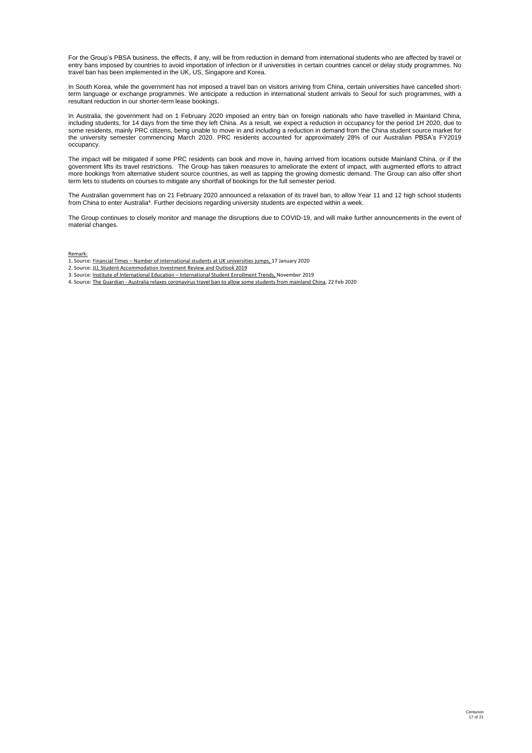For the Group's PBSA business, the effects, if any, will be from reduction in demand from international students who are affected by travel or entry bans imposed by countries to avoid importation of infection or if universities in certain countries cancel or delay study programmes. No travel ban has been implemented in the UK, US, Singapore and Korea.

In South Korea, while the government has not imposed a travel ban on visitors arriving from China, certain universities have cancelled short-term language or exchange programmes. We anticipate a reduction in international student arrivals to Seoul for such programmes, with a resultant reduction in our shorter-term lease bookings.

In Australia, the government had on 1 February 2020 imposed an entry ban on foreign nationals who have travelled in Mainland China, including students, for 14 days from the time they left China. As a result, we expect a reduction in occupancy for the period 1H 2020, due to some residents, mainly PRC citizens, being unable to move in and including a reduction in demand from the China student source market for the university semester commencing March 2020. PRC residents accounted for approximately 28% of our Australian PBSA's FY2019 occupancy.

The impact will be mitigated if some PRC residents can book and move in, having arrived from locations outside Mainland China, or if the government lifts its travel restrictions. The Group has taken measures to ameliorate the extent of impact, with augmented efforts to attract more bookings from alternative student source countries, as well as tapping the growing domestic demand. The Group can also offer short term lets to students on courses to mitigate any shortfall of bookings for the full semester period.

The Australian government has on 21 February 2020 announced a relaxation of its travel ban, to allow Year 11 and 12 high school students from China to enter Australia[4]. Further decisions regarding university students are expected within a week.

The Group continues to closely monitor and manage the disruptions due to COVID-19, and will make further announcements in the event of material changes.

Remark:

1. Source: Financial Times – Number of international students at UK universities jumps, 17 January 2020
2. Source: JLL Student Accommodation Investment Review and Outlook 2019
3. Source: Institute of International Education – International Student Enrollment Trends, November 2019
4. Source: The Guardian - Australia relaxes coronavirus travel ban to allow some students from mainland China, 22 Feb 2020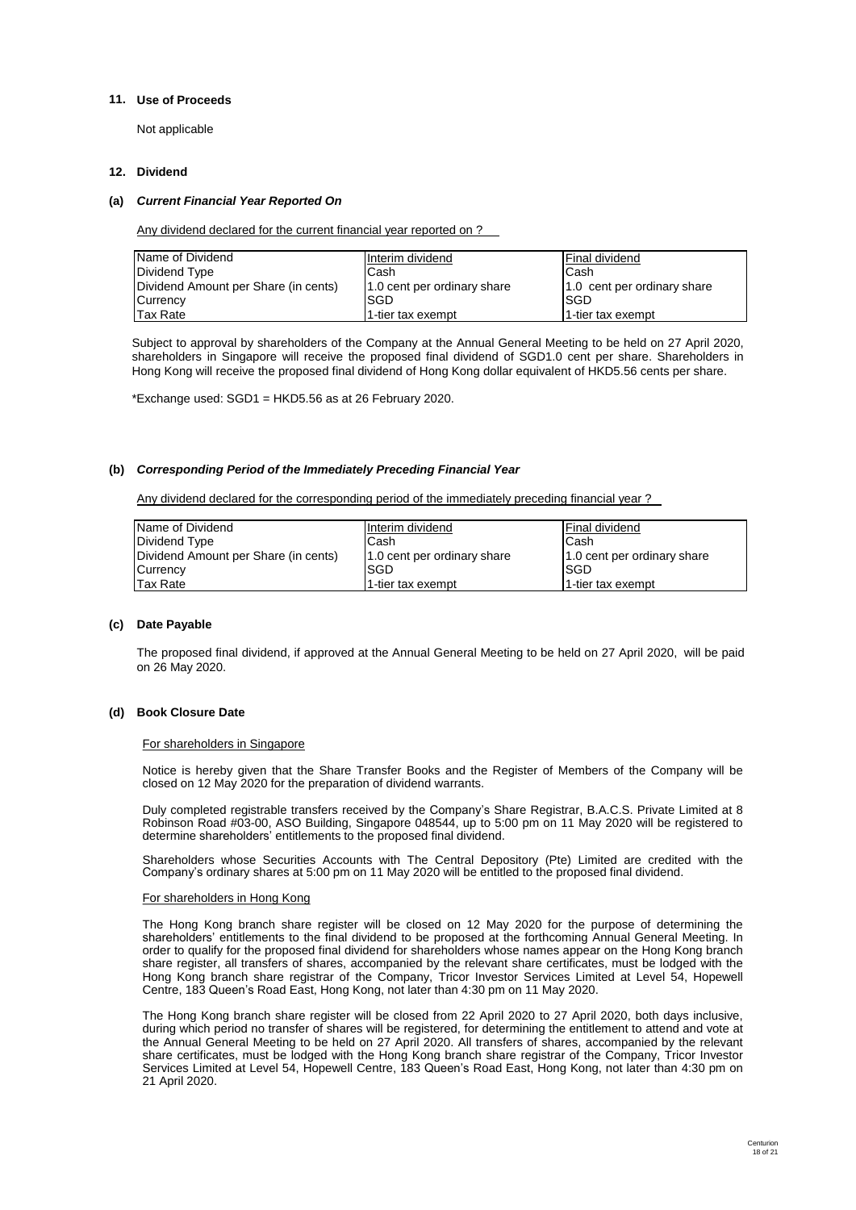## 11. Use of Proceeds

Not applicable

## 12. Dividend

### (a) *Current Financial Year Reported On*

Any dividend declared for the current financial year reported on ?

| Name of Dividend | Interim dividend | Final dividend |
|---|---|---|
| Dividend Type | Cash | Cash |
| Dividend Amount per Share (in cents) | 1.0 cent per ordinary share | 1.0 cent per ordinary share |
| Currency | SGD | SGD |
| Tax Rate | 1-tier tax exempt | 1-tier tax exempt |

Subject to approval by shareholders of the Company at the Annual General Meeting to be held on 27 April 2020, shareholders in Singapore will receive the proposed final dividend of SGD1.0 cent per share. Shareholders in Hong Kong will receive the proposed final dividend of Hong Kong dollar equivalent of HKD5.56 cents per share.

*Exchange used: SGD1 = HKD5.56 as at 26 February 2020.

### (b) *Corresponding Period of the Immediately Preceding Financial Year*

Any dividend declared for the corresponding period of the immediately preceding financial year ?

| Name of Dividend | Interim dividend | Final dividend |
|---|---|---|
| Dividend Type | Cash | Cash |
| Dividend Amount per Share (in cents) | 1.0 cent per ordinary share | 1.0 cent per ordinary share |
| Currency | SGD | SGD |
| Tax Rate | 1-tier tax exempt | 1-tier tax exempt |

### (c) Date Payable

The proposed final dividend, if approved at the Annual General Meeting to be held on 27 April 2020, will be paid on 26 May 2020.

### (d) Book Closure Date

For shareholders in Singapore

Notice is hereby given that the Share Transfer Books and the Register of Members of the Company will be closed on 12 May 2020 for the preparation of dividend warrants.

Duly completed registrable transfers received by the Company's Share Registrar, B.A.C.S. Private Limited at 8 Robinson Road #03-00, ASO Building, Singapore 048544, up to 5:00 pm on 11 May 2020 will be registered to determine shareholders' entitlements to the proposed final dividend.

Shareholders whose Securities Accounts with The Central Depository (Pte) Limited are credited with the Company's ordinary shares at 5:00 pm on 11 May 2020 will be entitled to the proposed final dividend.

For shareholders in Hong Kong

The Hong Kong branch share register will be closed on 12 May 2020 for the purpose of determining the shareholders' entitlements to the final dividend to be proposed at the forthcoming Annual General Meeting. In order to qualify for the proposed final dividend for shareholders whose names appear on the Hong Kong branch share register, all transfers of shares, accompanied by the relevant share certificates, must be lodged with the Hong Kong branch share registrar of the Company, Tricor Investor Services Limited at Level 54, Hopewell Centre, 183 Queen's Road East, Hong Kong, not later than 4:30 pm on 11 May 2020.

The Hong Kong branch share register will be closed from 22 April 2020 to 27 April 2020, both days inclusive, during which period no transfer of shares will be registered, for determining the entitlement to attend and vote at the Annual General Meeting to be held on 27 April 2020. All transfers of shares, accompanied by the relevant share certificates, must be lodged with the Hong Kong branch share registrar of the Company, Tricor Investor Services Limited at Level 54, Hopewell Centre, 183 Queen's Road East, Hong Kong, not later than 4:30 pm on 21 April 2020.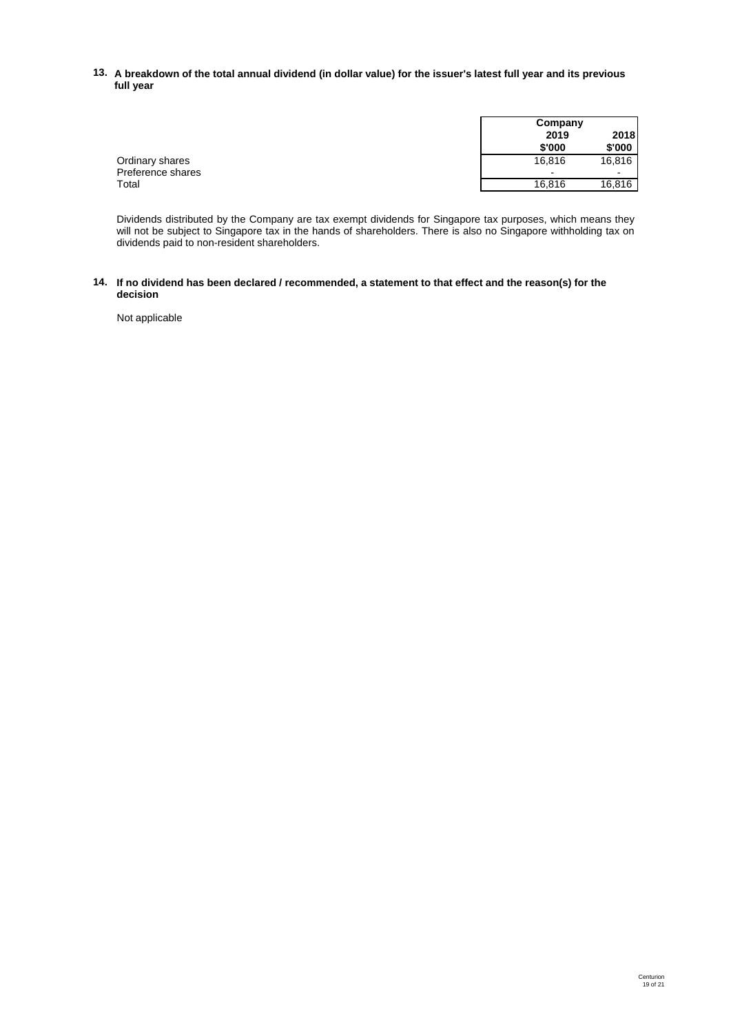**13. A breakdown of the total annual dividend (in dollar value) for the issuer's latest full year and its previous full year**

| | Company | |
|---|---|---|
| | **2019** | **2018** |
| | **$'000** | **$'000** |
| Ordinary shares | 16,816 | 16,816 |
| Preference shares | - | - |
| Total | 16,816 | 16,816 |

Dividends distributed by the Company are tax exempt dividends for Singapore tax purposes, which means they will not be subject to Singapore tax in the hands of shareholders. There is also no Singapore withholding tax on dividends paid to non-resident shareholders.

**14. If no dividend has been declared / recommended, a statement to that effect and the reason(s) for the decision**

Not applicable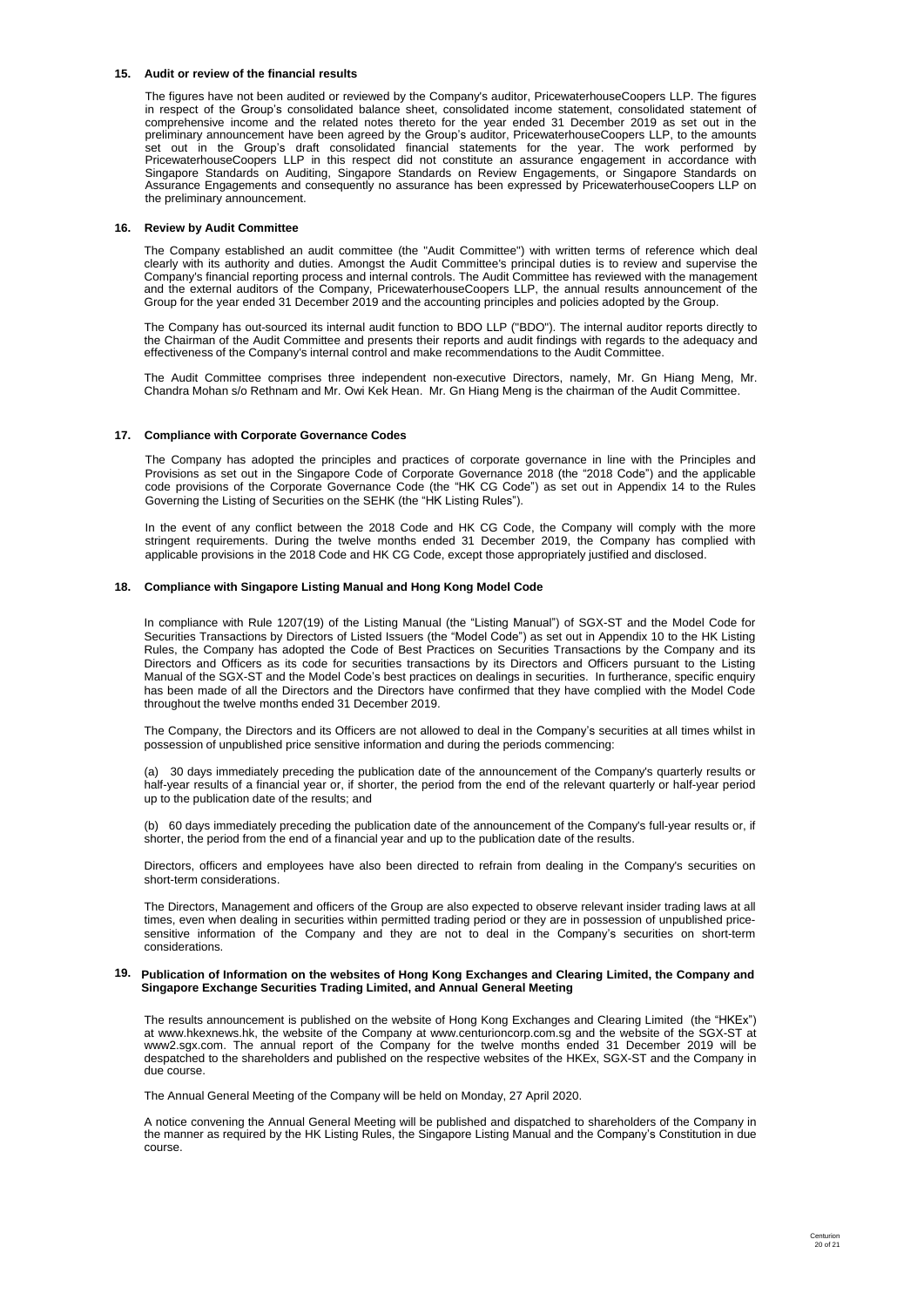## 15. Audit or review of the financial results

The figures have not been audited or reviewed by the Company's auditor, PricewaterhouseCoopers LLP. The figures in respect of the Group's consolidated balance sheet, consolidated income statement, consolidated statement of comprehensive income and the related notes thereto for the year ended 31 December 2019 as set out in the preliminary announcement have been agreed by the Group's auditor, PricewaterhouseCoopers LLP, to the amounts set out in the Group's draft consolidated financial statements for the year. The work performed by PricewaterhouseCoopers LLP in this respect did not constitute an assurance engagement in accordance with Singapore Standards on Auditing, Singapore Standards on Review Engagements, or Singapore Standards on Assurance Engagements and consequently no assurance has been expressed by PricewaterhouseCoopers LLP on the preliminary announcement.

## 16. Review by Audit Committee

The Company established an audit committee (the "Audit Committee") with written terms of reference which deal clearly with its authority and duties. Amongst the Audit Committee's principal duties is to review and supervise the Company's financial reporting process and internal controls. The Audit Committee has reviewed with the management and the external auditors of the Company, PricewaterhouseCoopers LLP, the annual results announcement of the Group for the year ended 31 December 2019 and the accounting principles and policies adopted by the Group.

The Company has out-sourced its internal audit function to BDO LLP ("BDO"). The internal auditor reports directly to the Chairman of the Audit Committee and presents their reports and audit findings with regards to the adequacy and effectiveness of the Company's internal control and make recommendations to the Audit Committee.

The Audit Committee comprises three independent non-executive Directors, namely, Mr. Gn Hiang Meng, Mr. Chandra Mohan s/o Rethnam and Mr. Owi Kek Hean. Mr. Gn Hiang Meng is the chairman of the Audit Committee.

## 17. Compliance with Corporate Governance Codes

The Company has adopted the principles and practices of corporate governance in line with the Principles and Provisions as set out in the Singapore Code of Corporate Governance 2018 (the "2018 Code") and the applicable code provisions of the Corporate Governance Code (the "HK CG Code") as set out in Appendix 14 to the Rules Governing the Listing of Securities on the SEHK (the "HK Listing Rules").

In the event of any conflict between the 2018 Code and HK CG Code, the Company will comply with the more stringent requirements. During the twelve months ended 31 December 2019, the Company has complied with applicable provisions in the 2018 Code and HK CG Code, except those appropriately justified and disclosed.

## 18. Compliance with Singapore Listing Manual and Hong Kong Model Code

In compliance with Rule 1207(19) of the Listing Manual (the "Listing Manual") of SGX-ST and the Model Code for Securities Transactions by Directors of Listed Issuers (the "Model Code") as set out in Appendix 10 to the HK Listing Rules, the Company has adopted the Code of Best Practices on Securities Transactions by the Company and its Directors and Officers as its code for securities transactions by its Directors and Officers pursuant to the Listing Manual of the SGX-ST and the Model Code's best practices on dealings in securities. In furtherance, specific enquiry has been made of all the Directors and the Directors have confirmed that they have complied with the Model Code throughout the twelve months ended 31 December 2019.

The Company, the Directors and its Officers are not allowed to deal in the Company's securities at all times whilst in possession of unpublished price sensitive information and during the periods commencing:

(a) 30 days immediately preceding the publication date of the announcement of the Company's quarterly results or half-year results of a financial year or, if shorter, the period from the end of the relevant quarterly or half-year period up to the publication date of the results; and

(b) 60 days immediately preceding the publication date of the announcement of the Company's full-year results or, if shorter, the period from the end of a financial year and up to the publication date of the results.

Directors, officers and employees have also been directed to refrain from dealing in the Company's securities on short-term considerations.

The Directors, Management and officers of the Group are also expected to observe relevant insider trading laws at all times, even when dealing in securities within permitted trading period or they are in possession of unpublished price-sensitive information of the Company and they are not to deal in the Company's securities on short-term considerations.

## 19. Publication of Information on the websites of Hong Kong Exchanges and Clearing Limited, the Company and Singapore Exchange Securities Trading Limited, and Annual General Meeting

The results announcement is published on the website of Hong Kong Exchanges and Clearing Limited (the "HKEx") at www.hkexnews.hk, the website of the Company at www.centurioncorp.com.sg and the website of the SGX-ST at www2.sgx.com. The annual report of the Company for the twelve months ended 31 December 2019 will be despatched to the shareholders and published on the respective websites of the HKEx, SGX-ST and the Company in due course.

The Annual General Meeting of the Company will be held on Monday, 27 April 2020.

A notice convening the Annual General Meeting will be published and dispatched to shareholders of the Company in the manner as required by the HK Listing Rules, the Singapore Listing Manual and the Company's Constitution in due course.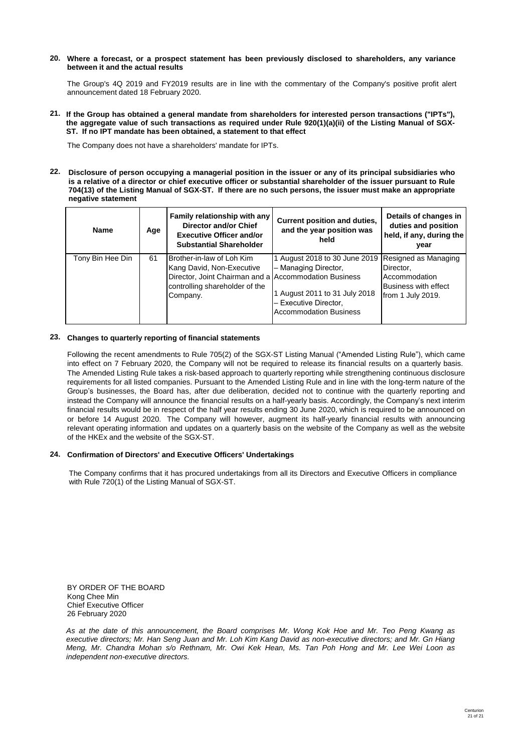**20. Where a forecast, or a prospect statement has been previously disclosed to shareholders, any variance between it and the actual results**

The Group's 4Q 2019 and FY2019 results are in line with the commentary of the Company's positive profit alert announcement dated 18 February 2020.

**21. If the Group has obtained a general mandate from shareholders for interested person transactions ("IPTs"), the aggregate value of such transactions as required under Rule 920(1)(a)(ii) of the Listing Manual of SGX-ST. If no IPT mandate has been obtained, a statement to that effect**

The Company does not have a shareholders' mandate for IPTs.

**22. Disclosure of person occupying a managerial position in the issuer or any of its principal subsidiaries who is a relative of a director or chief executive officer or substantial shareholder of the issuer pursuant to Rule 704(13) of the Listing Manual of SGX-ST. If there are no such persons, the issuer must make an appropriate negative statement**

| Name | Age | Family relationship with any Director and/or Chief Executive Officer and/or Substantial Shareholder | Current position and duties, and the year position was held | Details of changes in duties and position held, if any, during the year |
|---|---|---|---|---|
| Tony Bin Hee Din | 61 | Brother-in-law of Loh Kim Kang David, Non-Executive Director, Joint Chairman and a controlling shareholder of the Company. | 1 August 2018 to 30 June 2019 – Managing Director, Accommodation Business<br><br>1 August 2011 to 31 July 2018 – Executive Director, Accommodation Business | Resigned as Managing Director, Accommodation Business with effect from 1 July 2019. |

**23. Changes to quarterly reporting of financial statements**

Following the recent amendments to Rule 705(2) of the SGX-ST Listing Manual ("Amended Listing Rule"), which came into effect on 7 February 2020, the Company will not be required to release its financial results on a quarterly basis. The Amended Listing Rule takes a risk-based approach to quarterly reporting while strengthening continuous disclosure requirements for all listed companies. Pursuant to the Amended Listing Rule and in line with the long-term nature of the Group's businesses, the Board has, after due deliberation, decided not to continue with the quarterly reporting and instead the Company will announce the financial results on a half-yearly basis. Accordingly, the Company's next interim financial results would be in respect of the half year results ending 30 June 2020, which is required to be announced on or before 14 August 2020. The Company will however, augment its half-yearly financial results with announcing relevant operating information and updates on a quarterly basis on the website of the Company as well as the website of the HKEx and the website of the SGX-ST.

**24. Confirmation of Directors' and Executive Officers' Undertakings**

The Company confirms that it has procured undertakings from all its Directors and Executive Officers in compliance with Rule 720(1) of the Listing Manual of SGX-ST.

BY ORDER OF THE BOARD
Kong Chee Min
Chief Executive Officer
26 February 2020

*As at the date of this announcement, the Board comprises Mr. Wong Kok Hoe and Mr. Teo Peng Kwang as executive directors; Mr. Han Seng Juan and Mr. Loh Kim Kang David as non-executive directors; and Mr. Gn Hiang Meng, Mr. Chandra Mohan s/o Rethnam, Mr. Owi Kek Hean, Ms. Tan Poh Hong and Mr. Lee Wei Loon as independent non-executive directors.*